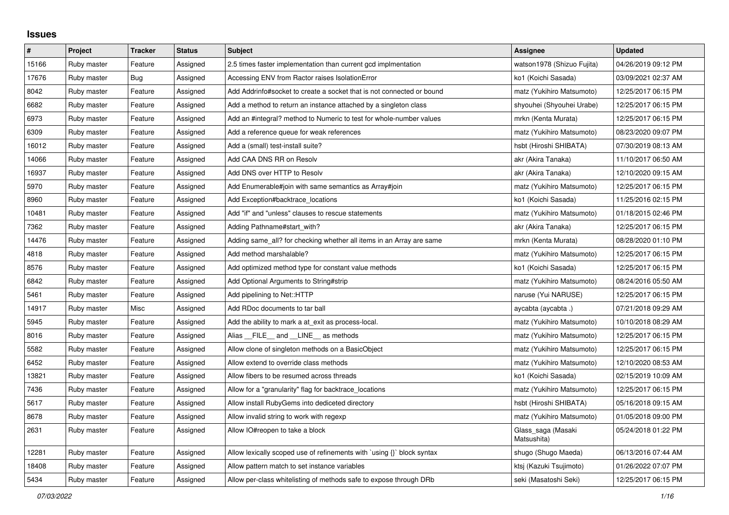## Issues

| # | Project | Tracker | Status | Subject | Assignee | Updated |
|---|---|---|---|---|---|---|
| 15166 | Ruby master | Feature | Assigned | 2.5 times faster implementation than current gcd implmentation | watson1978 (Shizuo Fujita) | 04/26/2019 09:12 PM |
| 17676 | Ruby master | Bug | Assigned | Accessing ENV from Ractor raises IsolationError | ko1 (Koichi Sasada) | 03/09/2021 02:37 AM |
| 8042 | Ruby master | Feature | Assigned | Add Addrinfo#socket to create a socket that is not connected or bound | matz (Yukihiro Matsumoto) | 12/25/2017 06:15 PM |
| 6682 | Ruby master | Feature | Assigned | Add a method to return an instance attached by a singleton class | shyouhei (Shyouhei Urabe) | 12/25/2017 06:15 PM |
| 6973 | Ruby master | Feature | Assigned | Add an #integral? method to Numeric to test for whole-number values | mrkn (Kenta Murata) | 12/25/2017 06:15 PM |
| 6309 | Ruby master | Feature | Assigned | Add a reference queue for weak references | matz (Yukihiro Matsumoto) | 08/23/2020 09:07 PM |
| 16012 | Ruby master | Feature | Assigned | Add a (small) test-install suite? | hsbt (Hiroshi SHIBATA) | 07/30/2019 08:13 AM |
| 14066 | Ruby master | Feature | Assigned | Add CAA DNS RR on Resolv | akr (Akira Tanaka) | 11/10/2017 06:50 AM |
| 16937 | Ruby master | Feature | Assigned | Add DNS over HTTP to Resolv | akr (Akira Tanaka) | 12/10/2020 09:15 AM |
| 5970 | Ruby master | Feature | Assigned | Add Enumerable#join with same semantics as Array#join | matz (Yukihiro Matsumoto) | 12/25/2017 06:15 PM |
| 8960 | Ruby master | Feature | Assigned | Add Exception#backtrace_locations | ko1 (Koichi Sasada) | 11/25/2016 02:15 PM |
| 10481 | Ruby master | Feature | Assigned | Add "if" and "unless" clauses to rescue statements | matz (Yukihiro Matsumoto) | 01/18/2015 02:46 PM |
| 7362 | Ruby master | Feature | Assigned | Adding Pathname#start_with? | akr (Akira Tanaka) | 12/25/2017 06:15 PM |
| 14476 | Ruby master | Feature | Assigned | Adding same_all? for checking whether all items in an Array are same | mrkn (Kenta Murata) | 08/28/2020 01:10 PM |
| 4818 | Ruby master | Feature | Assigned | Add method marshalable? | matz (Yukihiro Matsumoto) | 12/25/2017 06:15 PM |
| 8576 | Ruby master | Feature | Assigned | Add optimized method type for constant value methods | ko1 (Koichi Sasada) | 12/25/2017 06:15 PM |
| 6842 | Ruby master | Feature | Assigned | Add Optional Arguments to String#strip | matz (Yukihiro Matsumoto) | 08/24/2016 05:50 AM |
| 5461 | Ruby master | Feature | Assigned | Add pipelining to Net::HTTP | naruse (Yui NARUSE) | 12/25/2017 06:15 PM |
| 14917 | Ruby master | Misc | Assigned | Add RDoc documents to tar ball | aycabta (aycabta .) | 07/21/2018 09:29 AM |
| 5945 | Ruby master | Feature | Assigned | Add the ability to mark a at_exit as process-local. | matz (Yukihiro Matsumoto) | 10/10/2018 08:29 AM |
| 8016 | Ruby master | Feature | Assigned | Alias __FILE__ and __LINE__ as methods | matz (Yukihiro Matsumoto) | 12/25/2017 06:15 PM |
| 5582 | Ruby master | Feature | Assigned | Allow clone of singleton methods on a BasicObject | matz (Yukihiro Matsumoto) | 12/25/2017 06:15 PM |
| 6452 | Ruby master | Feature | Assigned | Allow extend to override class methods | matz (Yukihiro Matsumoto) | 12/10/2020 08:53 AM |
| 13821 | Ruby master | Feature | Assigned | Allow fibers to be resumed across threads | ko1 (Koichi Sasada) | 02/15/2019 10:09 AM |
| 7436 | Ruby master | Feature | Assigned | Allow for a "granularity" flag for backtrace_locations | matz (Yukihiro Matsumoto) | 12/25/2017 06:15 PM |
| 5617 | Ruby master | Feature | Assigned | Allow install RubyGems into dediceted directory | hsbt (Hiroshi SHIBATA) | 05/16/2018 09:15 AM |
| 8678 | Ruby master | Feature | Assigned | Allow invalid string to work with regexp | matz (Yukihiro Matsumoto) | 01/05/2018 09:00 PM |
| 2631 | Ruby master | Feature | Assigned | Allow IO#reopen to take a block | Glass_saga (Masaki Matsushita) | 05/24/2018 01:22 PM |
| 12281 | Ruby master | Feature | Assigned | Allow lexically scoped use of refinements with `using {}` block syntax | shugo (Shugo Maeda) | 06/13/2016 07:44 AM |
| 18408 | Ruby master | Feature | Assigned | Allow pattern match to set instance variables | ktsj (Kazuki Tsujimoto) | 01/26/2022 07:07 PM |
| 5434 | Ruby master | Feature | Assigned | Allow per-class whitelisting of methods safe to expose through DRb | seki (Masatoshi Seki) | 12/25/2017 06:15 PM |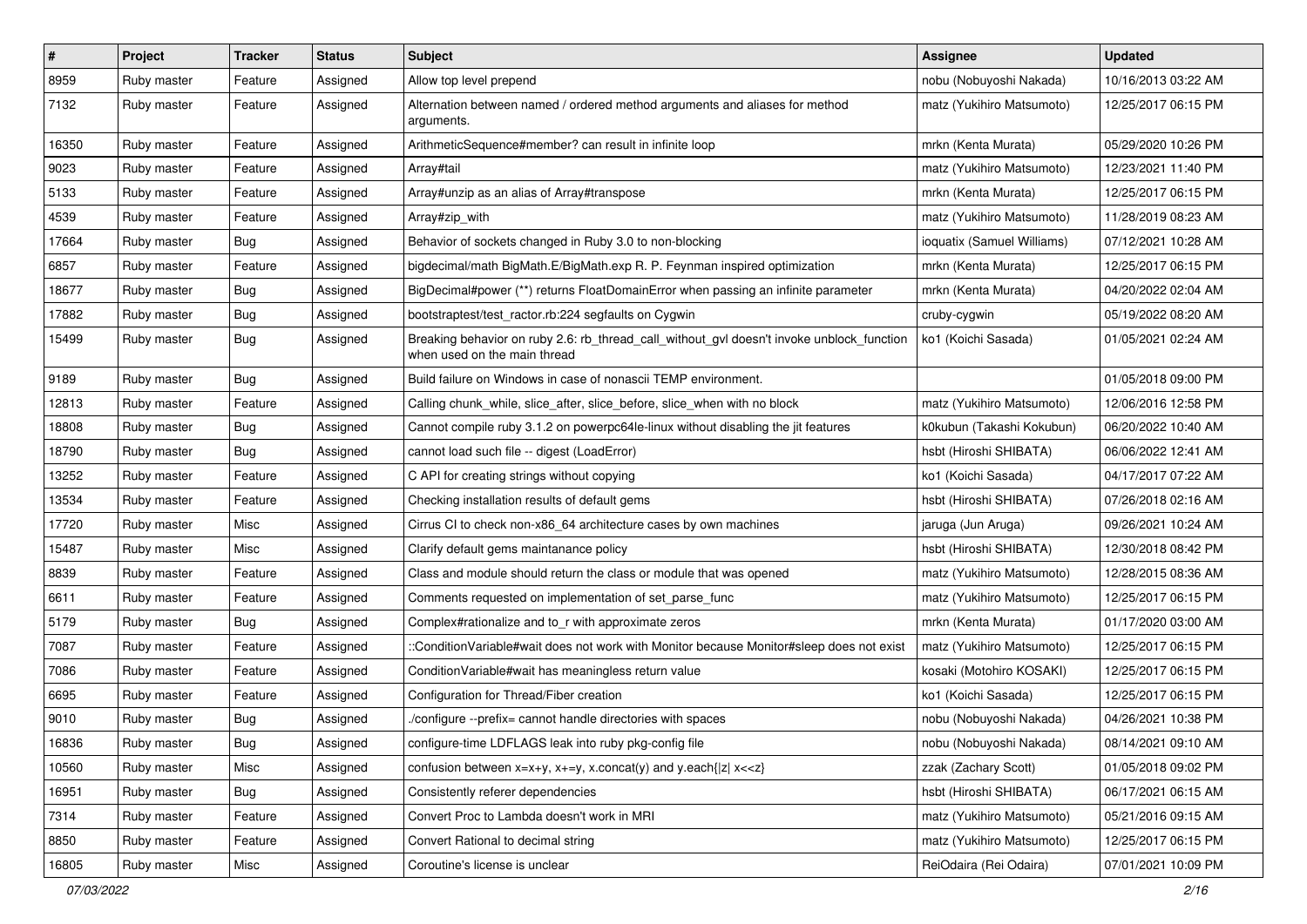| # | Project | Tracker | Status | Subject | Assignee | Updated |
| --- | --- | --- | --- | --- | --- | --- |
| 8959 | Ruby master | Feature | Assigned | Allow top level prepend | nobu (Nobuyoshi Nakada) | 10/16/2013 03:22 AM |
| 7132 | Ruby master | Feature | Assigned | Alternation between named / ordered method arguments and aliases for method arguments. | matz (Yukihiro Matsumoto) | 12/25/2017 06:15 PM |
| 16350 | Ruby master | Feature | Assigned | ArithmeticSequence#member? can result in infinite loop | mrkn (Kenta Murata) | 05/29/2020 10:26 PM |
| 9023 | Ruby master | Feature | Assigned | Array#tail | matz (Yukihiro Matsumoto) | 12/23/2021 11:40 PM |
| 5133 | Ruby master | Feature | Assigned | Array#unzip as an alias of Array#transpose | mrkn (Kenta Murata) | 12/25/2017 06:15 PM |
| 4539 | Ruby master | Feature | Assigned | Array#zip_with | matz (Yukihiro Matsumoto) | 11/28/2019 08:23 AM |
| 17664 | Ruby master | Bug | Assigned | Behavior of sockets changed in Ruby 3.0 to non-blocking | ioquatix (Samuel Williams) | 07/12/2021 10:28 AM |
| 6857 | Ruby master | Feature | Assigned | bigdecimal/math BigMath.E/BigMath.exp R. P. Feynman inspired optimization | mrkn (Kenta Murata) | 12/25/2017 06:15 PM |
| 18677 | Ruby master | Bug | Assigned | BigDecimal#power (**) returns FloatDomainError when passing an infinite parameter | mrkn (Kenta Murata) | 04/20/2022 02:04 AM |
| 17882 | Ruby master | Bug | Assigned | bootstraptest/test_ractor.rb:224 segfaults on Cygwin | cruby-cygwin | 05/19/2022 08:20 AM |
| 15499 | Ruby master | Bug | Assigned | Breaking behavior on ruby 2.6: rb_thread_call_without_gvl doesn't invoke unblock_function when used on the main thread | ko1 (Koichi Sasada) | 01/05/2021 02:24 AM |
| 9189 | Ruby master | Bug | Assigned | Build failure on Windows in case of nonascii TEMP environment. | | 01/05/2018 09:00 PM |
| 12813 | Ruby master | Feature | Assigned | Calling chunk_while, slice_after, slice_before, slice_when with no block | matz (Yukihiro Matsumoto) | 12/06/2016 12:58 PM |
| 18808 | Ruby master | Bug | Assigned | Cannot compile ruby 3.1.2 on powerpc64le-linux without disabling the jit features | k0kubun (Takashi Kokubun) | 06/20/2022 10:40 AM |
| 18790 | Ruby master | Bug | Assigned | cannot load such file -- digest (LoadError) | hsbt (Hiroshi SHIBATA) | 06/06/2022 12:41 AM |
| 13252 | Ruby master | Feature | Assigned | C API for creating strings without copying | ko1 (Koichi Sasada) | 04/17/2017 07:22 AM |
| 13534 | Ruby master | Feature | Assigned | Checking installation results of default gems | hsbt (Hiroshi SHIBATA) | 07/26/2018 02:16 AM |
| 17720 | Ruby master | Misc | Assigned | Cirrus CI to check non-x86_64 architecture cases by own machines | jaruga (Jun Aruga) | 09/26/2021 10:24 AM |
| 15487 | Ruby master | Misc | Assigned | Clarify default gems maintanance policy | hsbt (Hiroshi SHIBATA) | 12/30/2018 08:42 PM |
| 8839 | Ruby master | Feature | Assigned | Class and module should return the class or module that was opened | matz (Yukihiro Matsumoto) | 12/28/2015 08:36 AM |
| 6611 | Ruby master | Feature | Assigned | Comments requested on implementation of set_parse_func | matz (Yukihiro Matsumoto) | 12/25/2017 06:15 PM |
| 5179 | Ruby master | Bug | Assigned | Complex#rationalize and to_r with approximate zeros | mrkn (Kenta Murata) | 01/17/2020 03:00 AM |
| 7087 | Ruby master | Feature | Assigned | ::ConditionVariable#wait does not work with Monitor because Monitor#sleep does not exist | matz (Yukihiro Matsumoto) | 12/25/2017 06:15 PM |
| 7086 | Ruby master | Feature | Assigned | ConditionVariable#wait has meaningless return value | kosaki (Motohiro KOSAKI) | 12/25/2017 06:15 PM |
| 6695 | Ruby master | Feature | Assigned | Configuration for Thread/Fiber creation | ko1 (Koichi Sasada) | 12/25/2017 06:15 PM |
| 9010 | Ruby master | Bug | Assigned | ./configure --prefix= cannot handle directories with spaces | nobu (Nobuyoshi Nakada) | 04/26/2021 10:38 PM |
| 16836 | Ruby master | Bug | Assigned | configure-time LDFLAGS leak into ruby pkg-config file | nobu (Nobuyoshi Nakada) | 08/14/2021 09:10 AM |
| 10560 | Ruby master | Misc | Assigned | confusion between x=x+y, x+=y, x.concat(y) and y.each{\|z\| x<<z} | zzak (Zachary Scott) | 01/05/2018 09:02 PM |
| 16951 | Ruby master | Bug | Assigned | Consistently referer dependencies | hsbt (Hiroshi SHIBATA) | 06/17/2021 06:15 AM |
| 7314 | Ruby master | Feature | Assigned | Convert Proc to Lambda doesn't work in MRI | matz (Yukihiro Matsumoto) | 05/21/2016 09:15 AM |
| 8850 | Ruby master | Feature | Assigned | Convert Rational to decimal string | matz (Yukihiro Matsumoto) | 12/25/2017 06:15 PM |
| 16805 | Ruby master | Misc | Assigned | Coroutine's license is unclear | ReiOdaira (Rei Odaira) | 07/01/2021 10:09 PM |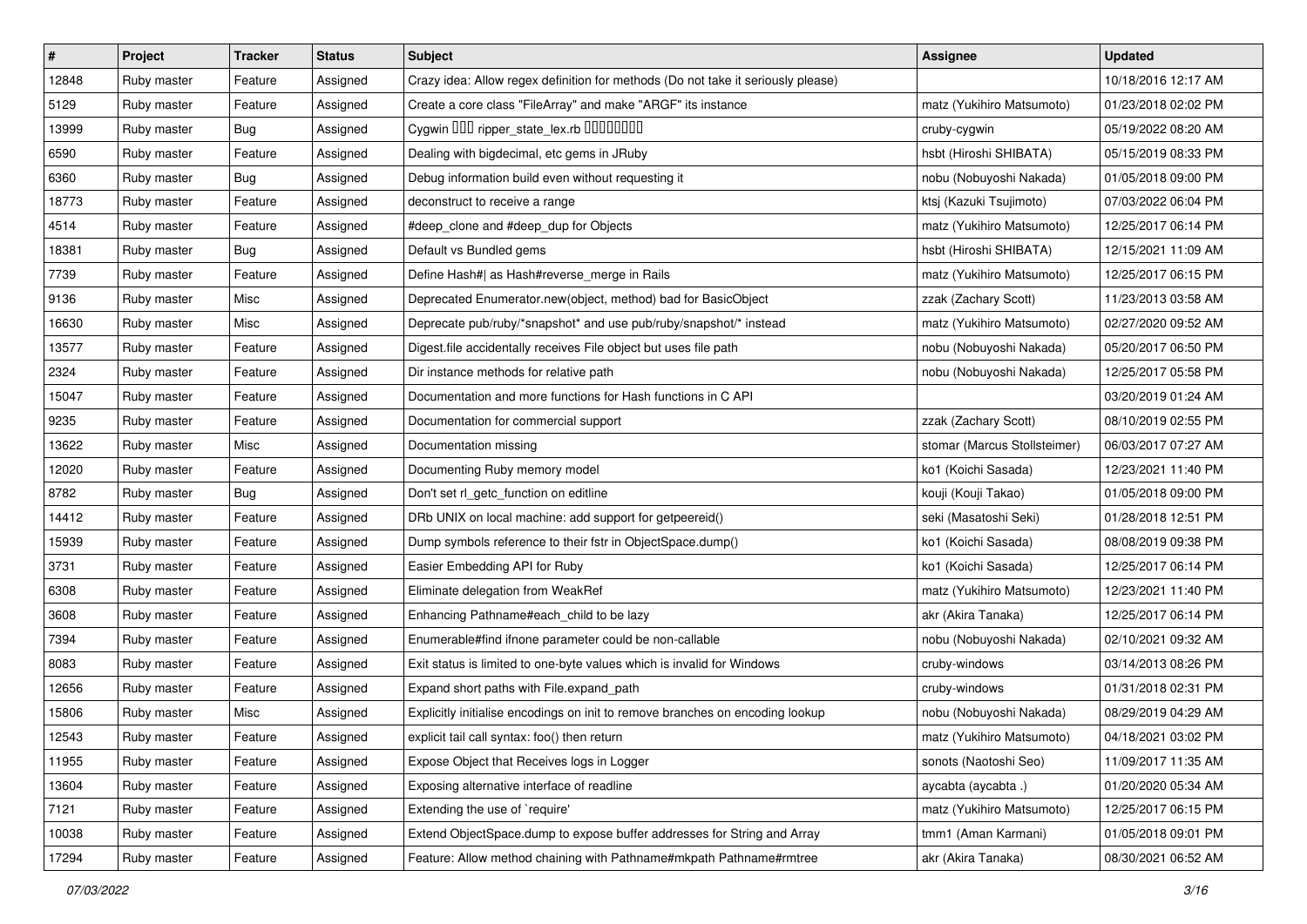| # | Project | Tracker | Status | Subject | Assignee | Updated |
|---|---|---|---|---|---|---|
| 12848 | Ruby master | Feature | Assigned | Crazy idea: Allow regex definition for methods (Do not take it seriously please) | | 10/18/2016 12:17 AM |
| 5129 | Ruby master | Feature | Assigned | Create a core class "FileArray" and make "ARGF" its instance | matz (Yukihiro Matsumoto) | 01/23/2018 02:02 PM |
| 13999 | Ruby master | Bug | Assigned | Cygwin ��� ripper_state_lex.rb �������� | cruby-cygwin | 05/19/2022 08:20 AM |
| 6590 | Ruby master | Feature | Assigned | Dealing with bigdecimal, etc gems in JRuby | hsbt (Hiroshi SHIBATA) | 05/15/2019 08:33 PM |
| 6360 | Ruby master | Bug | Assigned | Debug information build even without requesting it | nobu (Nobuyoshi Nakada) | 01/05/2018 09:00 PM |
| 18773 | Ruby master | Feature | Assigned | deconstruct to receive a range | ktsj (Kazuki Tsujimoto) | 07/03/2022 06:04 PM |
| 4514 | Ruby master | Feature | Assigned | #deep_clone and #deep_dup for Objects | matz (Yukihiro Matsumoto) | 12/25/2017 06:14 PM |
| 18381 | Ruby master | Bug | Assigned | Default vs Bundled gems | hsbt (Hiroshi SHIBATA) | 12/15/2021 11:09 AM |
| 7739 | Ruby master | Feature | Assigned | Define Hash#\| as Hash#reverse_merge in Rails | matz (Yukihiro Matsumoto) | 12/25/2017 06:15 PM |
| 9136 | Ruby master | Misc | Assigned | Deprecated Enumerator.new(object, method) bad for BasicObject | zzak (Zachary Scott) | 11/23/2013 03:58 AM |
| 16630 | Ruby master | Misc | Assigned | Deprecate pub/ruby/*snapshot* and use pub/ruby/snapshot/* instead | matz (Yukihiro Matsumoto) | 02/27/2020 09:52 AM |
| 13577 | Ruby master | Feature | Assigned | Digest.file accidentally receives File object but uses file path | nobu (Nobuyoshi Nakada) | 05/20/2017 06:50 PM |
| 2324 | Ruby master | Feature | Assigned | Dir instance methods for relative path | nobu (Nobuyoshi Nakada) | 12/25/2017 05:58 PM |
| 15047 | Ruby master | Feature | Assigned | Documentation and more functions for Hash functions in C API | | 03/20/2019 01:24 AM |
| 9235 | Ruby master | Feature | Assigned | Documentation for commercial support | zzak (Zachary Scott) | 08/10/2019 02:55 PM |
| 13622 | Ruby master | Misc | Assigned | Documentation missing | stomar (Marcus Stollsteimer) | 06/03/2017 07:27 AM |
| 12020 | Ruby master | Feature | Assigned | Documenting Ruby memory model | ko1 (Koichi Sasada) | 12/23/2021 11:40 PM |
| 8782 | Ruby master | Bug | Assigned | Don't set rl_getc_function on editline | kouji (Kouji Takao) | 01/05/2018 09:00 PM |
| 14412 | Ruby master | Feature | Assigned | DRb UNIX on local machine: add support for getpeereid() | seki (Masatoshi Seki) | 01/28/2018 12:51 PM |
| 15939 | Ruby master | Feature | Assigned | Dump symbols reference to their fstr in ObjectSpace.dump() | ko1 (Koichi Sasada) | 08/08/2019 09:38 PM |
| 3731 | Ruby master | Feature | Assigned | Easier Embedding API for Ruby | ko1 (Koichi Sasada) | 12/25/2017 06:14 PM |
| 6308 | Ruby master | Feature | Assigned | Eliminate delegation from WeakRef | matz (Yukihiro Matsumoto) | 12/23/2021 11:40 PM |
| 3608 | Ruby master | Feature | Assigned | Enhancing Pathname#each_child to be lazy | akr (Akira Tanaka) | 12/25/2017 06:14 PM |
| 7394 | Ruby master | Feature | Assigned | Enumerable#find ifnone parameter could be non-callable | nobu (Nobuyoshi Nakada) | 02/10/2021 09:32 AM |
| 8083 | Ruby master | Feature | Assigned | Exit status is limited to one-byte values which is invalid for Windows | cruby-windows | 03/14/2013 08:26 PM |
| 12656 | Ruby master | Feature | Assigned | Expand short paths with File.expand_path | cruby-windows | 01/31/2018 02:31 PM |
| 15806 | Ruby master | Misc | Assigned | Explicitly initialise encodings on init to remove branches on encoding lookup | nobu (Nobuyoshi Nakada) | 08/29/2019 04:29 AM |
| 12543 | Ruby master | Feature | Assigned | explicit tail call syntax: foo() then return | matz (Yukihiro Matsumoto) | 04/18/2021 03:02 PM |
| 11955 | Ruby master | Feature | Assigned | Expose Object that Receives logs in Logger | sonots (Naotoshi Seo) | 11/09/2017 11:35 AM |
| 13604 | Ruby master | Feature | Assigned | Exposing alternative interface of readline | aycabta (aycabta .) | 01/20/2020 05:34 AM |
| 7121 | Ruby master | Feature | Assigned | Extending the use of `require' | matz (Yukihiro Matsumoto) | 12/25/2017 06:15 PM |
| 10038 | Ruby master | Feature | Assigned | Extend ObjectSpace.dump to expose buffer addresses for String and Array | tmm1 (Aman Karmani) | 01/05/2018 09:01 PM |
| 17294 | Ruby master | Feature | Assigned | Feature: Allow method chaining with Pathname#mkpath Pathname#rmtree | akr (Akira Tanaka) | 08/30/2021 06:52 AM |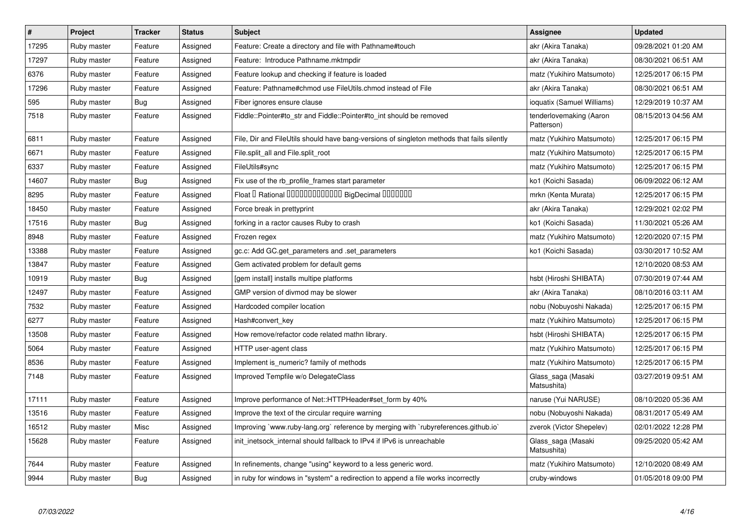| # | Project | Tracker | Status | Subject | Assignee | Updated |
|---|---|---|---|---|---|---|
| 17295 | Ruby master | Feature | Assigned | Feature: Create a directory and file with Pathname#touch | akr (Akira Tanaka) | 09/28/2021 01:20 AM |
| 17297 | Ruby master | Feature | Assigned | Feature:  Introduce Pathname.mktmpdir | akr (Akira Tanaka) | 08/30/2021 06:51 AM |
| 6376 | Ruby master | Feature | Assigned | Feature lookup and checking if feature is loaded | matz (Yukihiro Matsumoto) | 12/25/2017 06:15 PM |
| 17296 | Ruby master | Feature | Assigned | Feature: Pathname#chmod use FileUtils.chmod instead of File | akr (Akira Tanaka) | 08/30/2021 06:51 AM |
| 595 | Ruby master | Bug | Assigned | Fiber ignores ensure clause | ioquatix (Samuel Williams) | 12/29/2019 10:37 AM |
| 7518 | Ruby master | Feature | Assigned | Fiddle::Pointer#to_str and Fiddle::Pointer#to_int should be removed | tenderlovemaking (Aaron Patterson) | 08/15/2013 04:56 AM |
| 6811 | Ruby master | Feature | Assigned | File, Dir and FileUtils should have bang-versions of singleton methods that fails silently | matz (Yukihiro Matsumoto) | 12/25/2017 06:15 PM |
| 6671 | Ruby master | Feature | Assigned | File.split_all and File.split_root | matz (Yukihiro Matsumoto) | 12/25/2017 06:15 PM |
| 6337 | Ruby master | Feature | Assigned | FileUtils#sync | matz (Yukihiro Matsumoto) | 12/25/2017 06:15 PM |
| 14607 | Ruby master | Bug | Assigned | Fix use of the rb_profile_frames start parameter | ko1 (Koichi Sasada) | 06/09/2022 06:12 AM |
| 8295 | Ruby master | Feature | Assigned | Float � Rational ������������� BigDecimal ������� | mrkn (Kenta Murata) | 12/25/2017 06:15 PM |
| 18450 | Ruby master | Feature | Assigned | Force break in prettyprint | akr (Akira Tanaka) | 12/29/2021 02:02 PM |
| 17516 | Ruby master | Bug | Assigned | forking in a ractor causes Ruby to crash | ko1 (Koichi Sasada) | 11/30/2021 05:26 AM |
| 8948 | Ruby master | Feature | Assigned | Frozen regex | matz (Yukihiro Matsumoto) | 12/20/2020 07:15 PM |
| 13388 | Ruby master | Feature | Assigned | gc.c: Add GC.get_parameters and .set_parameters | ko1 (Koichi Sasada) | 03/30/2017 10:52 AM |
| 13847 | Ruby master | Feature | Assigned | Gem activated problem for default gems | | 12/10/2020 08:53 AM |
| 10919 | Ruby master | Bug | Assigned | [gem install] installs multipe platforms | hsbt (Hiroshi SHIBATA) | 07/30/2019 07:44 AM |
| 12497 | Ruby master | Feature | Assigned | GMP version of divmod may be slower | akr (Akira Tanaka) | 08/10/2016 03:11 AM |
| 7532 | Ruby master | Feature | Assigned | Hardcoded compiler location | nobu (Nobuyoshi Nakada) | 12/25/2017 06:15 PM |
| 6277 | Ruby master | Feature | Assigned | Hash#convert_key | matz (Yukihiro Matsumoto) | 12/25/2017 06:15 PM |
| 13508 | Ruby master | Feature | Assigned | How remove/refactor code related mathn library. | hsbt (Hiroshi SHIBATA) | 12/25/2017 06:15 PM |
| 5064 | Ruby master | Feature | Assigned | HTTP user-agent class | matz (Yukihiro Matsumoto) | 12/25/2017 06:15 PM |
| 8536 | Ruby master | Feature | Assigned | Implement is_numeric? family of methods | matz (Yukihiro Matsumoto) | 12/25/2017 06:15 PM |
| 7148 | Ruby master | Feature | Assigned | Improved Tempfile w/o DelegateClass | Glass_saga (Masaki Matsushita) | 03/27/2019 09:51 AM |
| 17111 | Ruby master | Feature | Assigned | Improve performance of Net::HTTPHeader#set_form by 40% | naruse (Yui NARUSE) | 08/10/2020 05:36 AM |
| 13516 | Ruby master | Feature | Assigned | Improve the text of the circular require warning | nobu (Nobuyoshi Nakada) | 08/31/2017 05:49 AM |
| 16512 | Ruby master | Misc | Assigned | Improving `www.ruby-lang.org` reference by merging with `rubyreferences.github.io` | zverok (Victor Shepelev) | 02/01/2022 12:28 PM |
| 15628 | Ruby master | Feature | Assigned | init_inetsock_internal should fallback to IPv4 if IPv6 is unreachable | Glass_saga (Masaki Matsushita) | 09/25/2020 05:42 AM |
| 7644 | Ruby master | Feature | Assigned | In refinements, change "using" keyword to a less generic word. | matz (Yukihiro Matsumoto) | 12/10/2020 08:49 AM |
| 9944 | Ruby master | Bug | Assigned | in ruby for windows in "system" a redirection to append a file works incorrectly | cruby-windows | 01/05/2018 09:00 PM |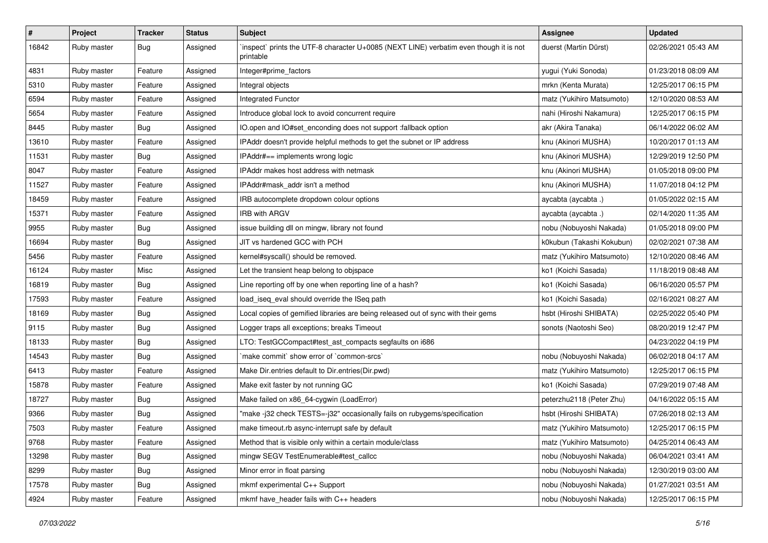| # | Project | Tracker | Status | Subject | Assignee | Updated |
|---|---|---|---|---|---|---|
| 16842 | Ruby master | Bug | Assigned | `inspect` prints the UTF-8 character U+0085 (NEXT LINE) verbatim even though it is not printable | duerst (Martin Dürst) | 02/26/2021 05:43 AM |
| 4831 | Ruby master | Feature | Assigned | Integer#prime_factors | yugui (Yuki Sonoda) | 01/23/2018 08:09 AM |
| 5310 | Ruby master | Feature | Assigned | Integral objects | mrkn (Kenta Murata) | 12/25/2017 06:15 PM |
| 6594 | Ruby master | Feature | Assigned | Integrated Functor | matz (Yukihiro Matsumoto) | 12/10/2020 08:53 AM |
| 5654 | Ruby master | Feature | Assigned | Introduce global lock to avoid concurrent require | nahi (Hiroshi Nakamura) | 12/25/2017 06:15 PM |
| 8445 | Ruby master | Bug | Assigned | IO.open and IO#set_enconding does not support :fallback option | akr (Akira Tanaka) | 06/14/2022 06:02 AM |
| 13610 | Ruby master | Feature | Assigned | IPAddr doesn't provide helpful methods to get the subnet or IP address | knu (Akinori MUSHA) | 10/20/2017 01:13 AM |
| 11531 | Ruby master | Bug | Assigned | IPAddr#== implements wrong logic | knu (Akinori MUSHA) | 12/29/2019 12:50 PM |
| 8047 | Ruby master | Feature | Assigned | IPAddr makes host address with netmask | knu (Akinori MUSHA) | 01/05/2018 09:00 PM |
| 11527 | Ruby master | Feature | Assigned | IPAddr#mask_addr isn't a method | knu (Akinori MUSHA) | 11/07/2018 04:12 PM |
| 18459 | Ruby master | Feature | Assigned | IRB autocomplete dropdown colour options | aycabta (aycabta .) | 01/05/2022 02:15 AM |
| 15371 | Ruby master | Feature | Assigned | IRB with ARGV | aycabta (aycabta .) | 02/14/2020 11:35 AM |
| 9955 | Ruby master | Bug | Assigned | issue building dll on mingw, library not found | nobu (Nobuyoshi Nakada) | 01/05/2018 09:00 PM |
| 16694 | Ruby master | Bug | Assigned | JIT vs hardened GCC with PCH | k0kubun (Takashi Kokubun) | 02/02/2021 07:38 AM |
| 5456 | Ruby master | Feature | Assigned | kernel#syscall() should be removed. | matz (Yukihiro Matsumoto) | 12/10/2020 08:46 AM |
| 16124 | Ruby master | Misc | Assigned | Let the transient heap belong to objspace | ko1 (Koichi Sasada) | 11/18/2019 08:48 AM |
| 16819 | Ruby master | Bug | Assigned | Line reporting off by one when reporting line of a hash? | ko1 (Koichi Sasada) | 06/16/2020 05:57 PM |
| 17593 | Ruby master | Feature | Assigned | load_iseq_eval should override the ISeq path | ko1 (Koichi Sasada) | 02/16/2021 08:27 AM |
| 18169 | Ruby master | Bug | Assigned | Local copies of gemified libraries are being released out of sync with their gems | hsbt (Hiroshi SHIBATA) | 02/25/2022 05:40 PM |
| 9115 | Ruby master | Bug | Assigned | Logger traps all exceptions; breaks Timeout | sonots (Naotoshi Seo) | 08/20/2019 12:47 PM |
| 18133 | Ruby master | Bug | Assigned | LTO: TestGCCompact#test_ast_compacts segfaults on i686 | | 04/23/2022 04:19 PM |
| 14543 | Ruby master | Bug | Assigned | `make commit` show error of `common-srcs` | nobu (Nobuyoshi Nakada) | 06/02/2018 04:17 AM |
| 6413 | Ruby master | Feature | Assigned | Make Dir.entries default to Dir.entries(Dir.pwd) | matz (Yukihiro Matsumoto) | 12/25/2017 06:15 PM |
| 15878 | Ruby master | Feature | Assigned | Make exit faster by not running GC | ko1 (Koichi Sasada) | 07/29/2019 07:48 AM |
| 18727 | Ruby master | Bug | Assigned | Make failed on x86_64-cygwin (LoadError) | peterzhu2118 (Peter Zhu) | 04/16/2022 05:15 AM |
| 9366 | Ruby master | Bug | Assigned | "make -j32 check TESTS=-j32" occasionally fails on rubygems/specification | hsbt (Hiroshi SHIBATA) | 07/26/2018 02:13 AM |
| 7503 | Ruby master | Feature | Assigned | make timeout.rb async-interrupt safe by default | matz (Yukihiro Matsumoto) | 12/25/2017 06:15 PM |
| 9768 | Ruby master | Feature | Assigned | Method that is visible only within a certain module/class | matz (Yukihiro Matsumoto) | 04/25/2014 06:43 AM |
| 13298 | Ruby master | Bug | Assigned | mingw SEGV TestEnumerable#test_callcc | nobu (Nobuyoshi Nakada) | 06/04/2021 03:41 AM |
| 8299 | Ruby master | Bug | Assigned | Minor error in float parsing | nobu (Nobuyoshi Nakada) | 12/30/2019 03:00 AM |
| 17578 | Ruby master | Bug | Assigned | mkmf experimental C++ Support | nobu (Nobuyoshi Nakada) | 01/27/2021 03:51 AM |
| 4924 | Ruby master | Feature | Assigned | mkmf have_header fails with C++ headers | nobu (Nobuyoshi Nakada) | 12/25/2017 06:15 PM |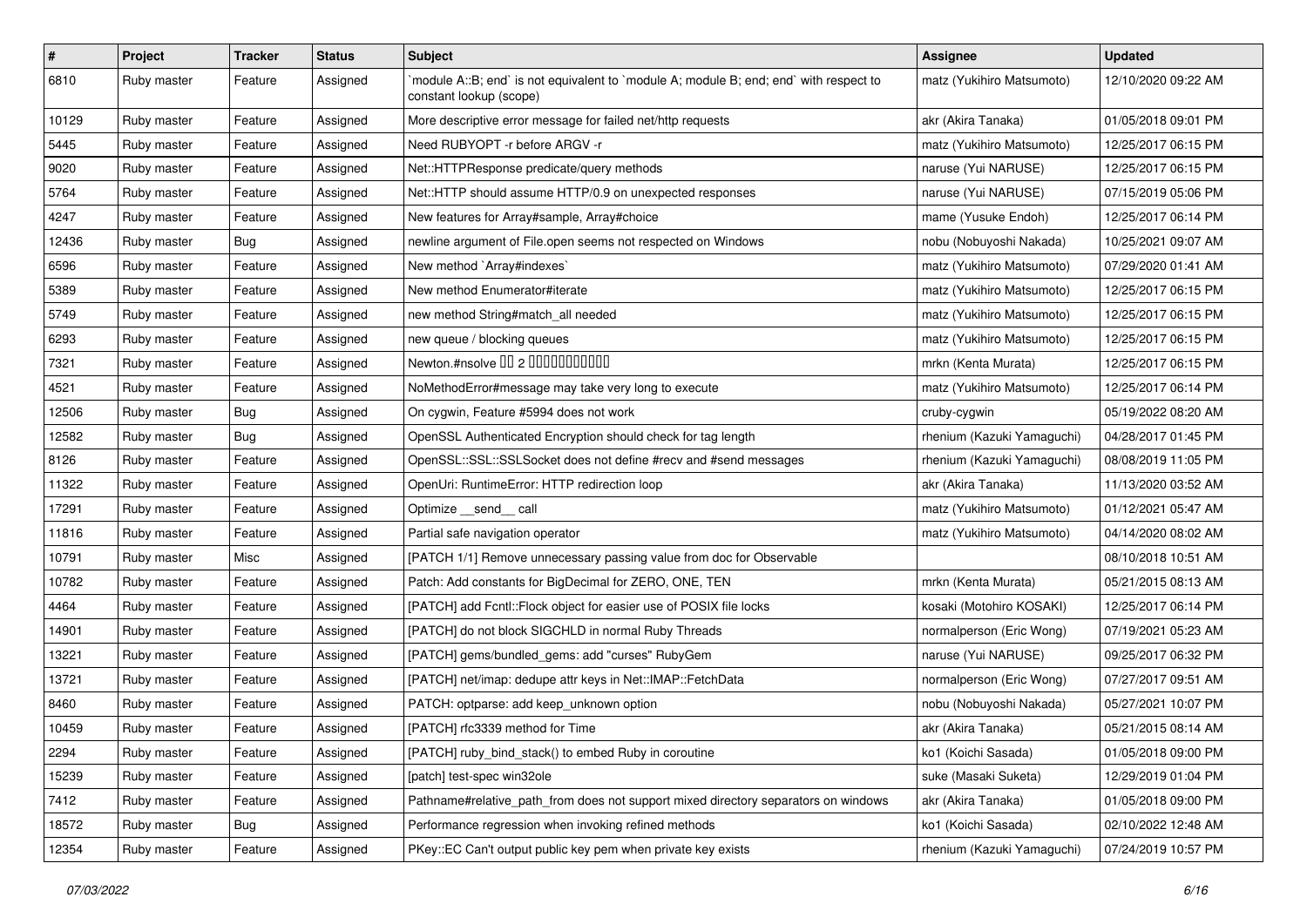| # | Project | Tracker | Status | Subject | Assignee | Updated |
|---|---|---|---|---|---|---|
| 6810 | Ruby master | Feature | Assigned | `module A::B; end` is not equivalent to `module A; module B; end; end` with respect to constant lookup (scope) | matz (Yukihiro Matsumoto) | 12/10/2020 09:22 AM |
| 10129 | Ruby master | Feature | Assigned | More descriptive error message for failed net/http requests | akr (Akira Tanaka) | 01/05/2018 09:01 PM |
| 5445 | Ruby master | Feature | Assigned | Need RUBYOPT -r before ARGV -r | matz (Yukihiro Matsumoto) | 12/25/2017 06:15 PM |
| 9020 | Ruby master | Feature | Assigned | Net::HTTPResponse predicate/query methods | naruse (Yui NARUSE) | 12/25/2017 06:15 PM |
| 5764 | Ruby master | Feature | Assigned | Net::HTTP should assume HTTP/0.9 on unexpected responses | naruse (Yui NARUSE) | 07/15/2019 05:06 PM |
| 4247 | Ruby master | Feature | Assigned | New features for Array#sample, Array#choice | mame (Yusuke Endoh) | 12/25/2017 06:14 PM |
| 12436 | Ruby master | Bug | Assigned | newline argument of File.open seems not respected on Windows | nobu (Nobuyoshi Nakada) | 10/25/2021 09:07 AM |
| 6596 | Ruby master | Feature | Assigned | New method `Array#indexes` | matz (Yukihiro Matsumoto) | 07/29/2020 01:41 AM |
| 5389 | Ruby master | Feature | Assigned | New method Enumerator#iterate | matz (Yukihiro Matsumoto) | 12/25/2017 06:15 PM |
| 5749 | Ruby master | Feature | Assigned | new method String#match_all needed | matz (Yukihiro Matsumoto) | 12/25/2017 06:15 PM |
| 6293 | Ruby master | Feature | Assigned | new queue / blocking queues | matz (Yukihiro Matsumoto) | 12/25/2017 06:15 PM |
| 7321 | Ruby master | Feature | Assigned | Newton.#nsolve ▯▯ 2 ▯▯▯▯▯▯▯▯▯▯▯ | mrkn (Kenta Murata) | 12/25/2017 06:15 PM |
| 4521 | Ruby master | Feature | Assigned | NoMethodError#message may take very long to execute | matz (Yukihiro Matsumoto) | 12/25/2017 06:14 PM |
| 12506 | Ruby master | Bug | Assigned | On cygwin, Feature #5994 does not work | cruby-cygwin | 05/19/2022 08:20 AM |
| 12582 | Ruby master | Bug | Assigned | OpenSSL Authenticated Encryption should check for tag length | rhenium (Kazuki Yamaguchi) | 04/28/2017 01:45 PM |
| 8126 | Ruby master | Feature | Assigned | OpenSSL::SSL::SSLSocket does not define #recv and #send messages | rhenium (Kazuki Yamaguchi) | 08/08/2019 11:05 PM |
| 11322 | Ruby master | Feature | Assigned | OpenUri: RuntimeError: HTTP redirection loop | akr (Akira Tanaka) | 11/13/2020 03:52 AM |
| 17291 | Ruby master | Feature | Assigned | Optimize __send__ call | matz (Yukihiro Matsumoto) | 01/12/2021 05:47 AM |
| 11816 | Ruby master | Feature | Assigned | Partial safe navigation operator | matz (Yukihiro Matsumoto) | 04/14/2020 08:02 AM |
| 10791 | Ruby master | Misc | Assigned | [PATCH 1/1] Remove unnecessary passing value from doc for Observable | | 08/10/2018 10:51 AM |
| 10782 | Ruby master | Feature | Assigned | Patch: Add constants for BigDecimal for ZERO, ONE, TEN | mrkn (Kenta Murata) | 05/21/2015 08:13 AM |
| 4464 | Ruby master | Feature | Assigned | [PATCH] add Fcntl::Flock object for easier use of POSIX file locks | kosaki (Motohiro KOSAKI) | 12/25/2017 06:14 PM |
| 14901 | Ruby master | Feature | Assigned | [PATCH] do not block SIGCHLD in normal Ruby Threads | normalperson (Eric Wong) | 07/19/2021 05:23 AM |
| 13221 | Ruby master | Feature | Assigned | [PATCH] gems/bundled_gems: add "curses" RubyGem | naruse (Yui NARUSE) | 09/25/2017 06:32 PM |
| 13721 | Ruby master | Feature | Assigned | [PATCH] net/imap: dedupe attr keys in Net::IMAP::FetchData | normalperson (Eric Wong) | 07/27/2017 09:51 AM |
| 8460 | Ruby master | Feature | Assigned | PATCH: optparse: add keep_unknown option | nobu (Nobuyoshi Nakada) | 05/27/2021 10:07 PM |
| 10459 | Ruby master | Feature | Assigned | [PATCH] rfc3339 method for Time | akr (Akira Tanaka) | 05/21/2015 08:14 AM |
| 2294 | Ruby master | Feature | Assigned | [PATCH] ruby_bind_stack() to embed Ruby in coroutine | ko1 (Koichi Sasada) | 01/05/2018 09:00 PM |
| 15239 | Ruby master | Feature | Assigned | [patch] test-spec win32ole | suke (Masaki Suketa) | 12/29/2019 01:04 PM |
| 7412 | Ruby master | Feature | Assigned | Pathname#relative_path_from does not support mixed directory separators on windows | akr (Akira Tanaka) | 01/05/2018 09:00 PM |
| 18572 | Ruby master | Bug | Assigned | Performance regression when invoking refined methods | ko1 (Koichi Sasada) | 02/10/2022 12:48 AM |
| 12354 | Ruby master | Feature | Assigned | PKey::EC Can't output public key pem when private key exists | rhenium (Kazuki Yamaguchi) | 07/24/2019 10:57 PM |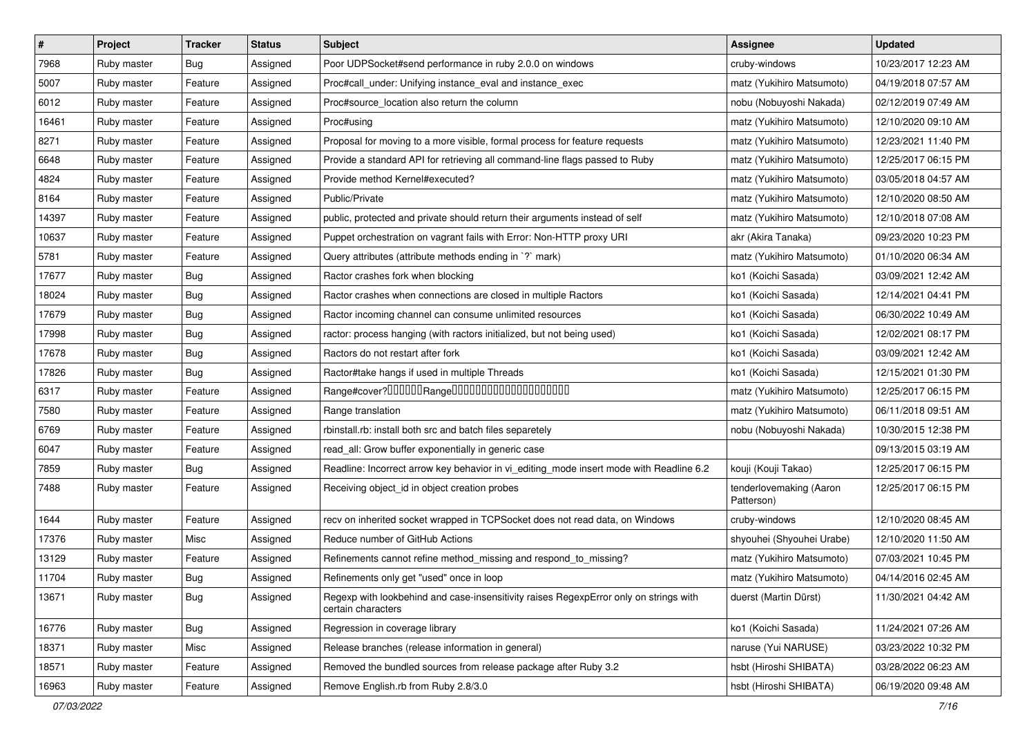| # | Project | Tracker | Status | Subject | Assignee | Updated |
|---|---|---|---|---|---|---|
| 7968 | Ruby master | Bug | Assigned | Poor UDPSocket#send performance in ruby 2.0.0 on windows | cruby-windows | 10/23/2017 12:23 AM |
| 5007 | Ruby master | Feature | Assigned | Proc#call_under: Unifying instance_eval and instance_exec | matz (Yukihiro Matsumoto) | 04/19/2018 07:57 AM |
| 6012 | Ruby master | Feature | Assigned | Proc#source_location also return the column | nobu (Nobuyoshi Nakada) | 02/12/2019 07:49 AM |
| 16461 | Ruby master | Feature | Assigned | Proc#using | matz (Yukihiro Matsumoto) | 12/10/2020 09:10 AM |
| 8271 | Ruby master | Feature | Assigned | Proposal for moving to a more visible, formal process for feature requests | matz (Yukihiro Matsumoto) | 12/23/2021 11:40 PM |
| 6648 | Ruby master | Feature | Assigned | Provide a standard API for retrieving all command-line flags passed to Ruby | matz (Yukihiro Matsumoto) | 12/25/2017 06:15 PM |
| 4824 | Ruby master | Feature | Assigned | Provide method Kernel#executed? | matz (Yukihiro Matsumoto) | 03/05/2018 04:57 AM |
| 8164 | Ruby master | Feature | Assigned | Public/Private | matz (Yukihiro Matsumoto) | 12/10/2020 08:50 AM |
| 14397 | Ruby master | Feature | Assigned | public, protected and private should return their arguments instead of self | matz (Yukihiro Matsumoto) | 12/10/2018 07:08 AM |
| 10637 | Ruby master | Feature | Assigned | Puppet orchestration on vagrant fails with Error: Non-HTTP proxy URI | akr (Akira Tanaka) | 09/23/2020 10:23 PM |
| 5781 | Ruby master | Feature | Assigned | Query attributes (attribute methods ending in `?` mark) | matz (Yukihiro Matsumoto) | 01/10/2020 06:34 AM |
| 17677 | Ruby master | Bug | Assigned | Ractor crashes fork when blocking | ko1 (Koichi Sasada) | 03/09/2021 12:42 AM |
| 18024 | Ruby master | Bug | Assigned | Ractor crashes when connections are closed in multiple Ractors | ko1 (Koichi Sasada) | 12/14/2021 04:41 PM |
| 17679 | Ruby master | Bug | Assigned | Ractor incoming channel can consume unlimited resources | ko1 (Koichi Sasada) | 06/30/2022 10:49 AM |
| 17998 | Ruby master | Bug | Assigned | ractor: process hanging (with ractors initialized, but not being used) | ko1 (Koichi Sasada) | 12/02/2021 08:17 PM |
| 17678 | Ruby master | Bug | Assigned | Ractors do not restart after fork | ko1 (Koichi Sasada) | 03/09/2021 12:42 AM |
| 17826 | Ruby master | Bug | Assigned | Ractor#take hangs if used in multiple Threads | ko1 (Koichi Sasada) | 12/15/2021 01:30 PM |
| 6317 | Ruby master | Feature | Assigned | Range#cover?�������Range��������������������� | matz (Yukihiro Matsumoto) | 12/25/2017 06:15 PM |
| 7580 | Ruby master | Feature | Assigned | Range translation | matz (Yukihiro Matsumoto) | 06/11/2018 09:51 AM |
| 6769 | Ruby master | Feature | Assigned | rbinstall.rb: install both src and batch files separetely | nobu (Nobuyoshi Nakada) | 10/30/2015 12:38 PM |
| 6047 | Ruby master | Feature | Assigned | read_all: Grow buffer exponentially in generic case | | 09/13/2015 03:19 AM |
| 7859 | Ruby master | Bug | Assigned | Readline: Incorrect arrow key behavior in vi_editing_mode insert mode with Readline 6.2 | kouji (Kouji Takao) | 12/25/2017 06:15 PM |
| 7488 | Ruby master | Feature | Assigned | Receiving object_id in object creation probes | tenderlovemaking (Aaron Patterson) | 12/25/2017 06:15 PM |
| 1644 | Ruby master | Feature | Assigned | recv on inherited socket wrapped in TCPSocket does not read data, on Windows | cruby-windows | 12/10/2020 08:45 AM |
| 17376 | Ruby master | Misc | Assigned | Reduce number of GitHub Actions | shyouhei (Shyouhei Urabe) | 12/10/2020 11:50 AM |
| 13129 | Ruby master | Feature | Assigned | Refinements cannot refine method_missing and respond_to_missing? | matz (Yukihiro Matsumoto) | 07/03/2021 10:45 PM |
| 11704 | Ruby master | Bug | Assigned | Refinements only get "used" once in loop | matz (Yukihiro Matsumoto) | 04/14/2016 02:45 AM |
| 13671 | Ruby master | Bug | Assigned | Regexp with lookbehind and case-insensitivity raises RegexpError only on strings with certain characters | duerst (Martin Dürst) | 11/30/2021 04:42 AM |
| 16776 | Ruby master | Bug | Assigned | Regression in coverage library | ko1 (Koichi Sasada) | 11/24/2021 07:26 AM |
| 18371 | Ruby master | Misc | Assigned | Release branches (release information in general) | naruse (Yui NARUSE) | 03/23/2022 10:32 PM |
| 18571 | Ruby master | Feature | Assigned | Removed the bundled sources from release package after Ruby 3.2 | hsbt (Hiroshi SHIBATA) | 03/28/2022 06:23 AM |
| 16963 | Ruby master | Feature | Assigned | Remove English.rb from Ruby 2.8/3.0 | hsbt (Hiroshi SHIBATA) | 06/19/2020 09:48 AM |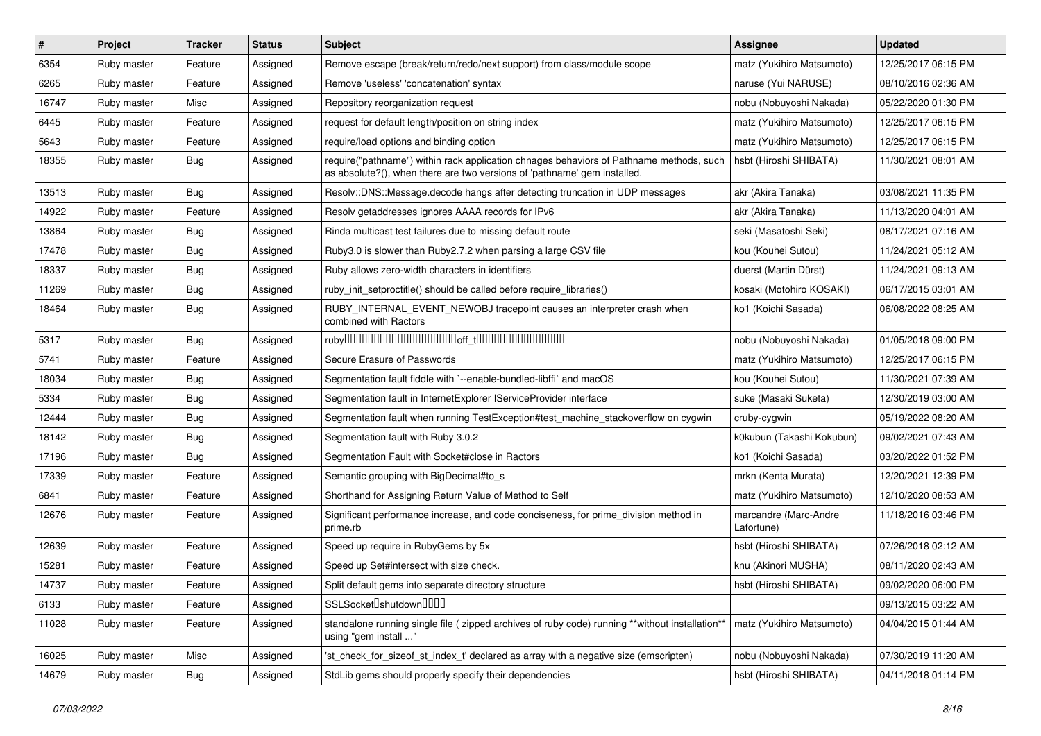| # | Project | Tracker | Status | Subject | Assignee | Updated |
|---|---|---|---|---|---|---|
| 6354 | Ruby master | Feature | Assigned | Remove escape (break/return/redo/next support) from class/module scope | matz (Yukihiro Matsumoto) | 12/25/2017 06:15 PM |
| 6265 | Ruby master | Feature | Assigned | Remove 'useless' 'concatenation' syntax | naruse (Yui NARUSE) | 08/10/2016 02:36 AM |
| 16747 | Ruby master | Misc | Assigned | Repository reorganization request | nobu (Nobuyoshi Nakada) | 05/22/2020 01:30 PM |
| 6445 | Ruby master | Feature | Assigned | request for default length/position on string index | matz (Yukihiro Matsumoto) | 12/25/2017 06:15 PM |
| 5643 | Ruby master | Feature | Assigned | require/load options and binding option | matz (Yukihiro Matsumoto) | 12/25/2017 06:15 PM |
| 18355 | Ruby master | Bug | Assigned | require("pathname") within rack application chnages behaviors of Pathname methods, such as absolute?(), when there are two versions of 'pathname' gem installed. | hsbt (Hiroshi SHIBATA) | 11/30/2021 08:01 AM |
| 13513 | Ruby master | Bug | Assigned | Resolv::DNS::Message.decode hangs after detecting truncation in UDP messages | akr (Akira Tanaka) | 03/08/2021 11:35 PM |
| 14922 | Ruby master | Feature | Assigned | Resolv getaddresses ignores AAAA records for IPv6 | akr (Akira Tanaka) | 11/13/2020 04:01 AM |
| 13864 | Ruby master | Bug | Assigned | Rinda multicast test failures due to missing default route | seki (Masatoshi Seki) | 08/17/2021 07:16 AM |
| 17478 | Ruby master | Bug | Assigned | Ruby3.0 is slower than Ruby2.7.2 when parsing a large CSV file | kou (Kouhei Sutou) | 11/24/2021 05:12 AM |
| 18337 | Ruby master | Bug | Assigned | Ruby allows zero-width characters in identifiers | duerst (Martin Dürst) | 11/24/2021 09:13 AM |
| 11269 | Ruby master | Bug | Assigned | ruby_init_setproctitle() should be called before require_libraries() | kosaki (Motohiro KOSAKI) | 06/17/2015 03:01 AM |
| 18464 | Ruby master | Bug | Assigned | RUBY_INTERNAL_EVENT_NEWOBJ tracepoint causes an interpreter crash when combined with Ractors | ko1 (Koichi Sasada) | 06/08/2022 08:25 AM |
| 5317 | Ruby master | Bug | Assigned | ruby□□□□□□□□□□□□□□□□□□□□off_t□□□□□□□□□□□□□□□□ | nobu (Nobuyoshi Nakada) | 01/05/2018 09:00 PM |
| 5741 | Ruby master | Feature | Assigned | Secure Erasure of Passwords | matz (Yukihiro Matsumoto) | 12/25/2017 06:15 PM |
| 18034 | Ruby master | Bug | Assigned | Segmentation fault fiddle with `--enable-bundled-libffi` and macOS | kou (Kouhei Sutou) | 11/30/2021 07:39 AM |
| 5334 | Ruby master | Bug | Assigned | Segmentation fault in InternetExplorer IServiceProvider interface | suke (Masaki Suketa) | 12/30/2019 03:00 AM |
| 12444 | Ruby master | Bug | Assigned | Segmentation fault when running TestException#test_machine_stackoverflow on cygwin | cruby-cygwin | 05/19/2022 08:20 AM |
| 18142 | Ruby master | Bug | Assigned | Segmentation fault with Ruby 3.0.2 | k0kubun (Takashi Kokubun) | 09/02/2021 07:43 AM |
| 17196 | Ruby master | Bug | Assigned | Segmentation Fault with Socket#close in Ractors | ko1 (Koichi Sasada) | 03/20/2022 01:52 PM |
| 17339 | Ruby master | Feature | Assigned | Semantic grouping with BigDecimal#to_s | mrkn (Kenta Murata) | 12/20/2021 12:39 PM |
| 6841 | Ruby master | Feature | Assigned | Shorthand for Assigning Return Value of Method to Self | matz (Yukihiro Matsumoto) | 12/10/2020 08:53 AM |
| 12676 | Ruby master | Feature | Assigned | Significant performance increase, and code conciseness, for prime_division method in prime.rb | marcandre (Marc-Andre Lafortune) | 11/18/2016 03:46 PM |
| 12639 | Ruby master | Feature | Assigned | Speed up require in RubyGems by 5x | hsbt (Hiroshi SHIBATA) | 07/26/2018 02:12 AM |
| 15281 | Ruby master | Feature | Assigned | Speed up Set#intersect with size check. | knu (Akinori MUSHA) | 08/11/2020 02:43 AM |
| 14737 | Ruby master | Feature | Assigned | Split default gems into separate directory structure | hsbt (Hiroshi SHIBATA) | 09/02/2020 06:00 PM |
| 6133 | Ruby master | Feature | Assigned | SSLSocket□shutdown□□□□ | | 09/13/2015 03:22 AM |
| 11028 | Ruby master | Feature | Assigned | standalone running single file ( zipped archives of ruby code) running **without installation** using "gem install ..." | matz (Yukihiro Matsumoto) | 04/04/2015 01:44 AM |
| 16025 | Ruby master | Misc | Assigned | 'st_check_for_sizeof_st_index_t' declared as array with a negative size (emscripten) | nobu (Nobuyoshi Nakada) | 07/30/2019 11:20 AM |
| 14679 | Ruby master | Bug | Assigned | StdLib gems should properly specify their dependencies | hsbt (Hiroshi SHIBATA) | 04/11/2018 01:14 PM |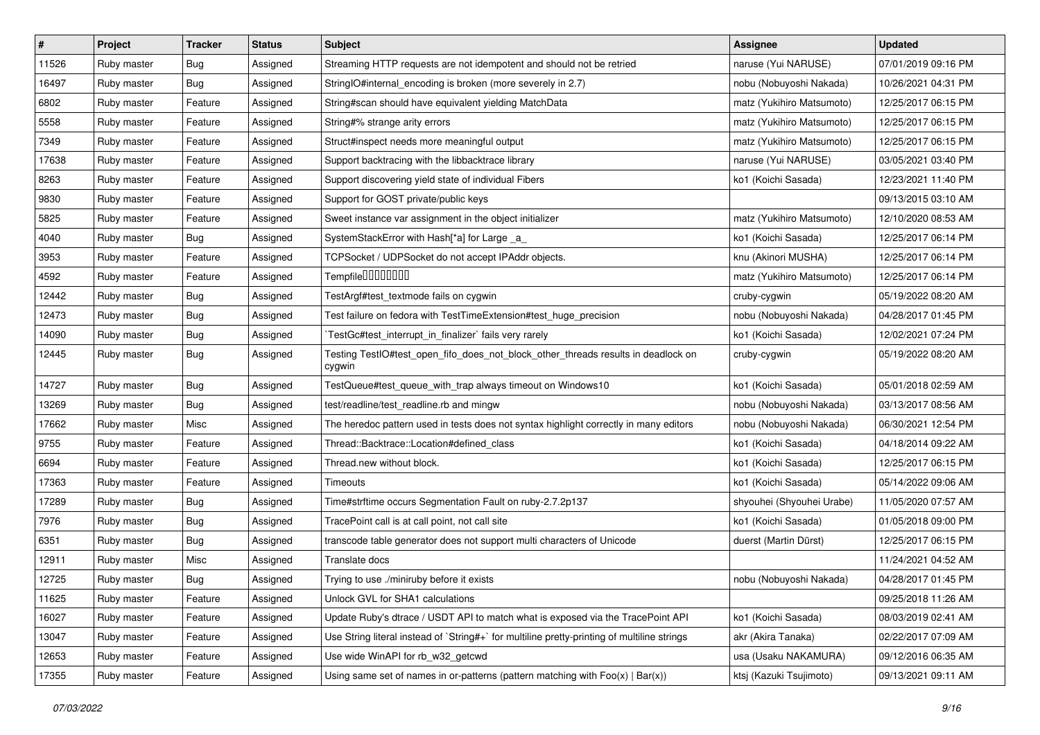| # | Project | Tracker | Status | Subject | Assignee | Updated |
|---|---|---|---|---|---|---|
| 11526 | Ruby master | Bug | Assigned | Streaming HTTP requests are not idempotent and should not be retried | naruse (Yui NARUSE) | 07/01/2019 09:16 PM |
| 16497 | Ruby master | Bug | Assigned | StringIO#internal_encoding is broken (more severely in 2.7) | nobu (Nobuyoshi Nakada) | 10/26/2021 04:31 PM |
| 6802 | Ruby master | Feature | Assigned | String#scan should have equivalent yielding MatchData | matz (Yukihiro Matsumoto) | 12/25/2017 06:15 PM |
| 5558 | Ruby master | Feature | Assigned | String#% strange arity errors | matz (Yukihiro Matsumoto) | 12/25/2017 06:15 PM |
| 7349 | Ruby master | Feature | Assigned | Struct#inspect needs more meaningful output | matz (Yukihiro Matsumoto) | 12/25/2017 06:15 PM |
| 17638 | Ruby master | Feature | Assigned | Support backtracing with the libbacktrace library | naruse (Yui NARUSE) | 03/05/2021 03:40 PM |
| 8263 | Ruby master | Feature | Assigned | Support discovering yield state of individual Fibers | ko1 (Koichi Sasada) | 12/23/2021 11:40 PM |
| 9830 | Ruby master | Feature | Assigned | Support for GOST private/public keys | | 09/13/2015 03:10 AM |
| 5825 | Ruby master | Feature | Assigned | Sweet instance var assignment in the object initializer | matz (Yukihiro Matsumoto) | 12/10/2020 08:53 AM |
| 4040 | Ruby master | Bug | Assigned | SystemStackError with Hash[*a] for Large _a_ | ko1 (Koichi Sasada) | 12/25/2017 06:14 PM |
| 3953 | Ruby master | Feature | Assigned | TCPSocket / UDPSocket do not accept IPAddr objects. | knu (Akinori MUSHA) | 12/25/2017 06:14 PM |
| 4592 | Ruby master | Feature | Assigned | Tempfile��������� | matz (Yukihiro Matsumoto) | 12/25/2017 06:14 PM |
| 12442 | Ruby master | Bug | Assigned | TestArgf#test_textmode fails on cygwin | cruby-cygwin | 05/19/2022 08:20 AM |
| 12473 | Ruby master | Bug | Assigned | Test failure on fedora with TestTimeExtension#test_huge_precision | nobu (Nobuyoshi Nakada) | 04/28/2017 01:45 PM |
| 14090 | Ruby master | Bug | Assigned | `TestGc#test_interrupt_in_finalizer` fails very rarely | ko1 (Koichi Sasada) | 12/02/2021 07:24 PM |
| 12445 | Ruby master | Bug | Assigned | Testing TestIO#test_open_fifo_does_not_block_other_threads results in deadlock on cygwin | cruby-cygwin | 05/19/2022 08:20 AM |
| 14727 | Ruby master | Bug | Assigned | TestQueue#test_queue_with_trap always timeout on Windows10 | ko1 (Koichi Sasada) | 05/01/2018 02:59 AM |
| 13269 | Ruby master | Bug | Assigned | test/readline/test_readline.rb and mingw | nobu (Nobuyoshi Nakada) | 03/13/2017 08:56 AM |
| 17662 | Ruby master | Misc | Assigned | The heredoc pattern used in tests does not syntax highlight correctly in many editors | nobu (Nobuyoshi Nakada) | 06/30/2021 12:54 PM |
| 9755 | Ruby master | Feature | Assigned | Thread::Backtrace::Location#defined_class | ko1 (Koichi Sasada) | 04/18/2014 09:22 AM |
| 6694 | Ruby master | Feature | Assigned | Thread.new without block. | ko1 (Koichi Sasada) | 12/25/2017 06:15 PM |
| 17363 | Ruby master | Feature | Assigned | Timeouts | ko1 (Koichi Sasada) | 05/14/2022 09:06 AM |
| 17289 | Ruby master | Bug | Assigned | Time#strftime occurs Segmentation Fault on ruby-2.7.2p137 | shyouhei (Shyouhei Urabe) | 11/05/2020 07:57 AM |
| 7976 | Ruby master | Bug | Assigned | TracePoint call is at call point, not call site | ko1 (Koichi Sasada) | 01/05/2018 09:00 PM |
| 6351 | Ruby master | Bug | Assigned | transcode table generator does not support multi characters of Unicode | duerst (Martin Dürst) | 12/25/2017 06:15 PM |
| 12911 | Ruby master | Misc | Assigned | Translate docs | | 11/24/2021 04:52 AM |
| 12725 | Ruby master | Bug | Assigned | Trying to use ./miniruby before it exists | nobu (Nobuyoshi Nakada) | 04/28/2017 01:45 PM |
| 11625 | Ruby master | Feature | Assigned | Unlock GVL for SHA1 calculations | | 09/25/2018 11:26 AM |
| 16027 | Ruby master | Feature | Assigned | Update Ruby's dtrace / USDT API to match what is exposed via the TracePoint API | ko1 (Koichi Sasada) | 08/03/2019 02:41 AM |
| 13047 | Ruby master | Feature | Assigned | Use String literal instead of `String#+` for multiline pretty-printing of multiline strings | akr (Akira Tanaka) | 02/22/2017 07:09 AM |
| 12653 | Ruby master | Feature | Assigned | Use wide WinAPI for rb_w32_getcwd | usa (Usaku NAKAMURA) | 09/12/2016 06:35 AM |
| 17355 | Ruby master | Feature | Assigned | Using same set of names in or-patterns (pattern matching with Foo(x) \| Bar(x)) | ktsj (Kazuki Tsujimoto) | 09/13/2021 09:11 AM |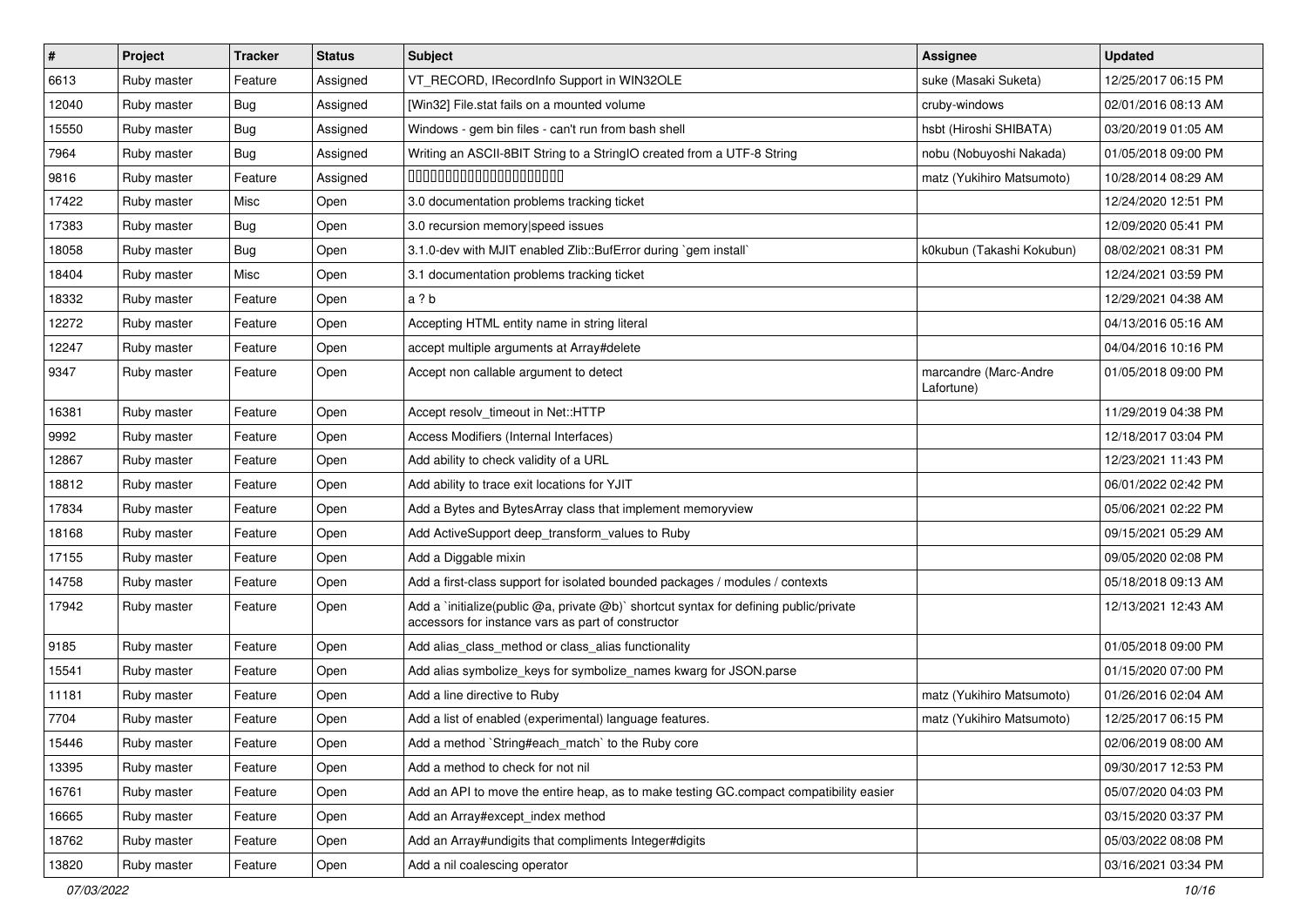| # | Project | Tracker | Status | Subject | Assignee | Updated |
|---|---|---|---|---|---|---|
| 6613 | Ruby master | Feature | Assigned | VT_RECORD, IRecordInfo Support in WIN32OLE | suke (Masaki Suketa) | 12/25/2017 06:15 PM |
| 12040 | Ruby master | Bug | Assigned | [Win32] File.stat fails on a mounted volume | cruby-windows | 02/01/2016 08:13 AM |
| 15550 | Ruby master | Bug | Assigned | Windows - gem bin files - can't run from bash shell | hsbt (Hiroshi SHIBATA) | 03/20/2019 01:05 AM |
| 7964 | Ruby master | Bug | Assigned | Writing an ASCII-8BIT String to a StringIO created from a UTF-8 String | nobu (Nobuyoshi Nakada) | 01/05/2018 09:00 PM |
| 9816 | Ruby master | Feature | Assigned | 00000000000000000000000 | matz (Yukihiro Matsumoto) | 10/28/2014 08:29 AM |
| 17422 | Ruby master | Misc | Open | 3.0 documentation problems tracking ticket | | 12/24/2020 12:51 PM |
| 17383 | Ruby master | Bug | Open | 3.0 recursion memory\|speed issues | | 12/09/2020 05:41 PM |
| 18058 | Ruby master | Bug | Open | 3.1.0-dev with MJIT enabled Zlib::BufError during `gem install` | k0kubun (Takashi Kokubun) | 08/02/2021 08:31 PM |
| 18404 | Ruby master | Misc | Open | 3.1 documentation problems tracking ticket | | 12/24/2021 03:59 PM |
| 18332 | Ruby master | Feature | Open | a ? b | | 12/29/2021 04:38 AM |
| 12272 | Ruby master | Feature | Open | Accepting HTML entity name in string literal | | 04/13/2016 05:16 AM |
| 12247 | Ruby master | Feature | Open | accept multiple arguments at Array#delete | | 04/04/2016 10:16 PM |
| 9347 | Ruby master | Feature | Open | Accept non callable argument to detect | marcandre (Marc-Andre Lafortune) | 01/05/2018 09:00 PM |
| 16381 | Ruby master | Feature | Open | Accept resolv_timeout in Net::HTTP | | 11/29/2019 04:38 PM |
| 9992 | Ruby master | Feature | Open | Access Modifiers (Internal Interfaces) | | 12/18/2017 03:04 PM |
| 12867 | Ruby master | Feature | Open | Add ability to check validity of a URL | | 12/23/2021 11:43 PM |
| 18812 | Ruby master | Feature | Open | Add ability to trace exit locations for YJIT | | 06/01/2022 02:42 PM |
| 17834 | Ruby master | Feature | Open | Add a Bytes and BytesArray class that implement memoryview | | 05/06/2021 02:22 PM |
| 18168 | Ruby master | Feature | Open | Add ActiveSupport deep_transform_values to Ruby | | 09/15/2021 05:29 AM |
| 17155 | Ruby master | Feature | Open | Add a Diggable mixin | | 09/05/2020 02:08 PM |
| 14758 | Ruby master | Feature | Open | Add a first-class support for isolated bounded packages / modules / contexts | | 05/18/2018 09:13 AM |
| 17942 | Ruby master | Feature | Open | Add a `initialize(public @a, private @b)` shortcut syntax for defining public/private accessors for instance vars as part of constructor | | 12/13/2021 12:43 AM |
| 9185 | Ruby master | Feature | Open | Add alias_class_method or class_alias functionality | | 01/05/2018 09:00 PM |
| 15541 | Ruby master | Feature | Open | Add alias symbolize_keys for symbolize_names kwarg for JSON.parse | | 01/15/2020 07:00 PM |
| 11181 | Ruby master | Feature | Open | Add a line directive to Ruby | matz (Yukihiro Matsumoto) | 01/26/2016 02:04 AM |
| 7704 | Ruby master | Feature | Open | Add a list of enabled (experimental) language features. | matz (Yukihiro Matsumoto) | 12/25/2017 06:15 PM |
| 15446 | Ruby master | Feature | Open | Add a method `String#each_match` to the Ruby core | | 02/06/2019 08:00 AM |
| 13395 | Ruby master | Feature | Open | Add a method to check for not nil | | 09/30/2017 12:53 PM |
| 16761 | Ruby master | Feature | Open | Add an API to move the entire heap, as to make testing GC.compact compatibility easier | | 05/07/2020 04:03 PM |
| 16665 | Ruby master | Feature | Open | Add an Array#except_index method | | 03/15/2020 03:37 PM |
| 18762 | Ruby master | Feature | Open | Add an Array#undigits that compliments Integer#digits | | 05/03/2022 08:08 PM |
| 13820 | Ruby master | Feature | Open | Add a nil coalescing operator | | 03/16/2021 03:34 PM |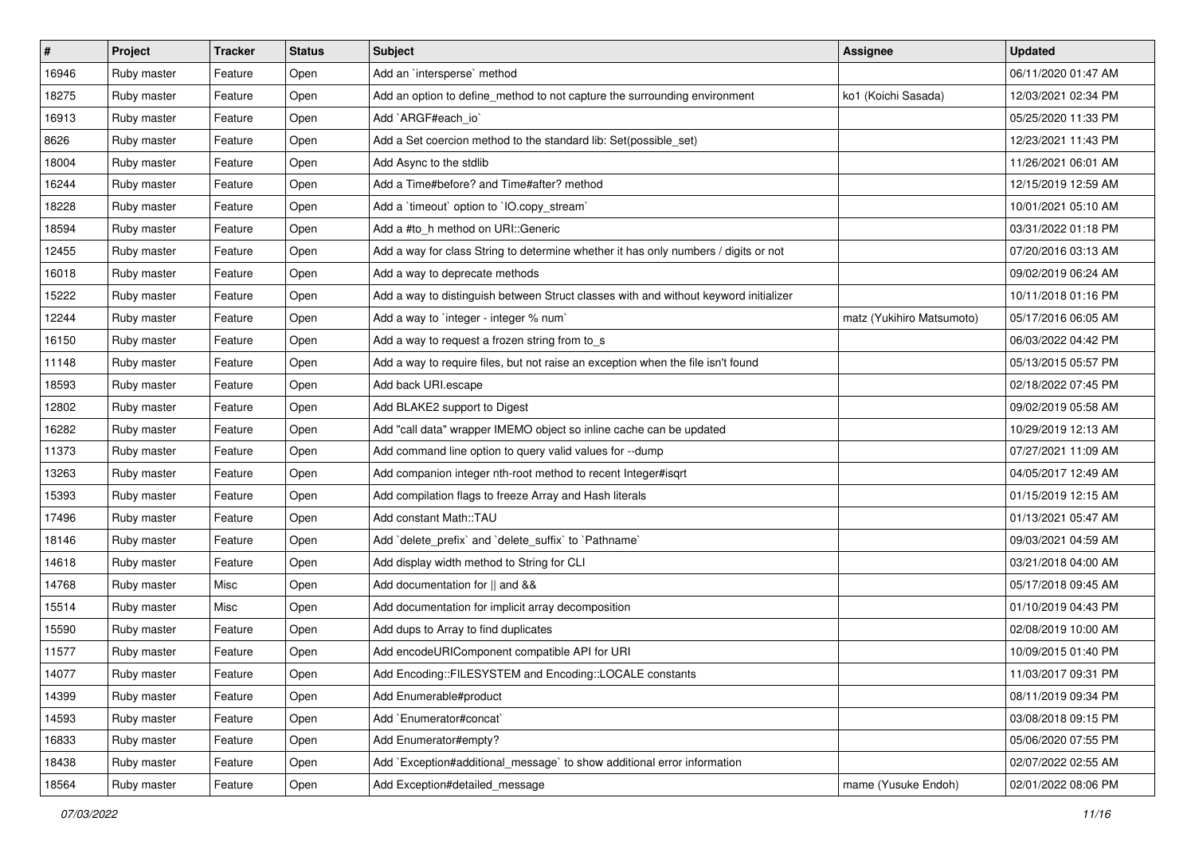| # | Project | Tracker | Status | Subject | Assignee | Updated |
|---|---|---|---|---|---|---|
| 16946 | Ruby master | Feature | Open | Add an `intersperse` method | | 06/11/2020 01:47 AM |
| 18275 | Ruby master | Feature | Open | Add an option to define_method to not capture the surrounding environment | ko1 (Koichi Sasada) | 12/03/2021 02:34 PM |
| 16913 | Ruby master | Feature | Open | Add `ARGF#each_io` | | 05/25/2020 11:33 PM |
| 8626 | Ruby master | Feature | Open | Add a Set coercion method to the standard lib: Set(possible_set) | | 12/23/2021 11:43 PM |
| 18004 | Ruby master | Feature | Open | Add Async to the stdlib | | 11/26/2021 06:01 AM |
| 16244 | Ruby master | Feature | Open | Add a Time#before? and Time#after? method | | 12/15/2019 12:59 AM |
| 18228 | Ruby master | Feature | Open | Add a `timeout` option to `IO.copy_stream` | | 10/01/2021 05:10 AM |
| 18594 | Ruby master | Feature | Open | Add a #to_h method on URI::Generic | | 03/31/2022 01:18 PM |
| 12455 | Ruby master | Feature | Open | Add a way for class String to determine whether it has only numbers / digits or not | | 07/20/2016 03:13 AM |
| 16018 | Ruby master | Feature | Open | Add a way to deprecate methods | | 09/02/2019 06:24 AM |
| 15222 | Ruby master | Feature | Open | Add a way to distinguish between Struct classes with and without keyword initializer | | 10/11/2018 01:16 PM |
| 12244 | Ruby master | Feature | Open | Add a way to `integer - integer % num` | matz (Yukihiro Matsumoto) | 05/17/2016 06:05 AM |
| 16150 | Ruby master | Feature | Open | Add a way to request a frozen string from to_s | | 06/03/2022 04:42 PM |
| 11148 | Ruby master | Feature | Open | Add a way to require files, but not raise an exception when the file isn't found | | 05/13/2015 05:57 PM |
| 18593 | Ruby master | Feature | Open | Add back URI.escape | | 02/18/2022 07:45 PM |
| 12802 | Ruby master | Feature | Open | Add BLAKE2 support to Digest | | 09/02/2019 05:58 AM |
| 16282 | Ruby master | Feature | Open | Add "call data" wrapper IMEMO object so inline cache can be updated | | 10/29/2019 12:13 AM |
| 11373 | Ruby master | Feature | Open | Add command line option to query valid values for --dump | | 07/27/2021 11:09 AM |
| 13263 | Ruby master | Feature | Open | Add companion integer nth-root method to recent Integer#isqrt | | 04/05/2017 12:49 AM |
| 15393 | Ruby master | Feature | Open | Add compilation flags to freeze Array and Hash literals | | 01/15/2019 12:15 AM |
| 17496 | Ruby master | Feature | Open | Add constant Math::TAU | | 01/13/2021 05:47 AM |
| 18146 | Ruby master | Feature | Open | Add `delete_prefix` and `delete_suffix` to `Pathname` | | 09/03/2021 04:59 AM |
| 14618 | Ruby master | Feature | Open | Add display width method to String for CLI | | 03/21/2018 04:00 AM |
| 14768 | Ruby master | Misc | Open | Add documentation for \|\| and && | | 05/17/2018 09:45 AM |
| 15514 | Ruby master | Misc | Open | Add documentation for implicit array decomposition | | 01/10/2019 04:43 PM |
| 15590 | Ruby master | Feature | Open | Add dups to Array to find duplicates | | 02/08/2019 10:00 AM |
| 11577 | Ruby master | Feature | Open | Add encodeURIComponent compatible API for URI | | 10/09/2015 01:40 PM |
| 14077 | Ruby master | Feature | Open | Add Encoding::FILESYSTEM and Encoding::LOCALE constants | | 11/03/2017 09:31 PM |
| 14399 | Ruby master | Feature | Open | Add Enumerable#product | | 08/11/2019 09:34 PM |
| 14593 | Ruby master | Feature | Open | Add `Enumerator#concat` | | 03/08/2018 09:15 PM |
| 16833 | Ruby master | Feature | Open | Add Enumerator#empty? | | 05/06/2020 07:55 PM |
| 18438 | Ruby master | Feature | Open | Add `Exception#additional_message` to show additional error information | | 02/07/2022 02:55 AM |
| 18564 | Ruby master | Feature | Open | Add Exception#detailed_message | mame (Yusuke Endoh) | 02/01/2022 08:06 PM |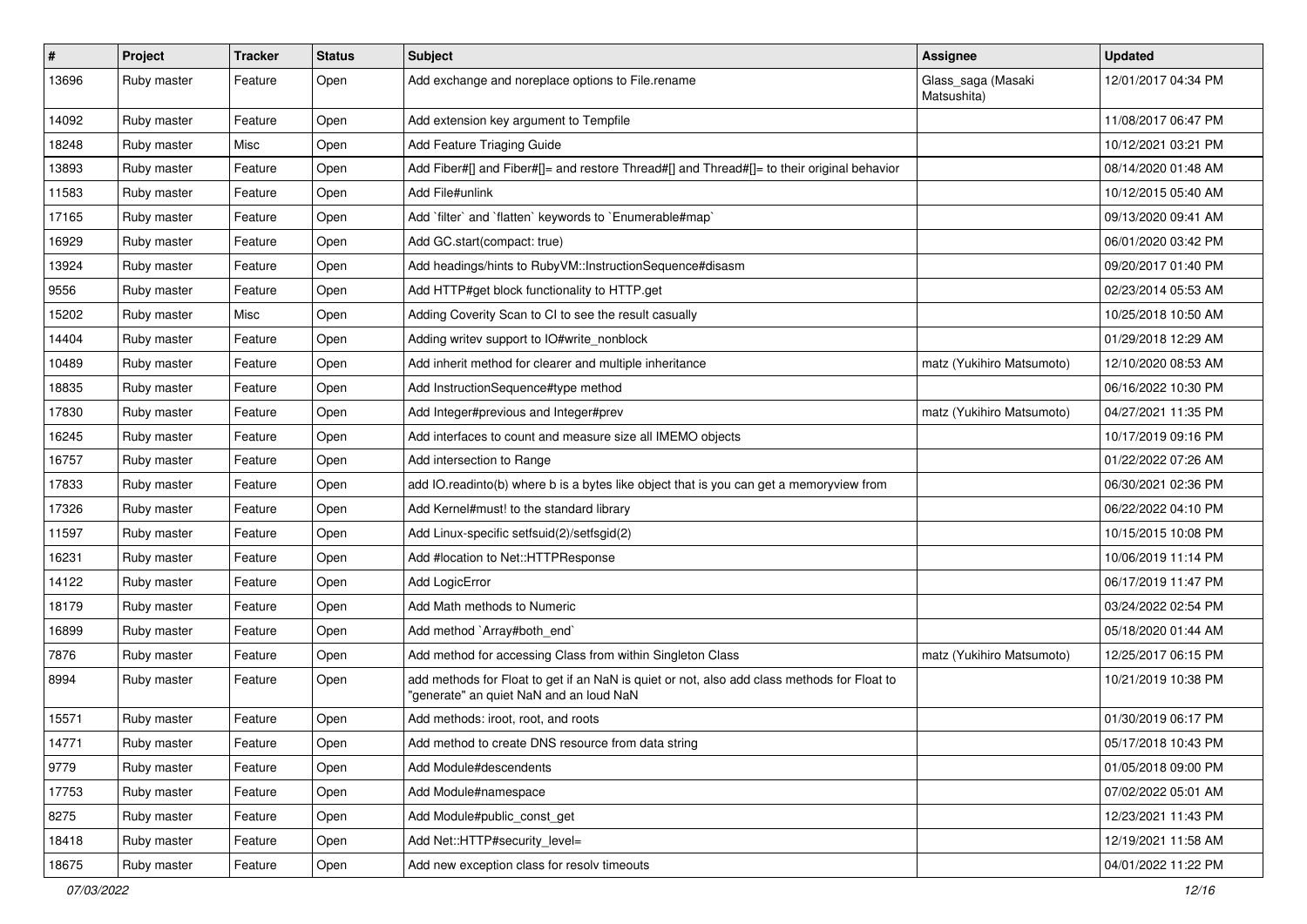| # | Project | Tracker | Status | Subject | Assignee | Updated |
|---|---|---|---|---|---|---|
| 13696 | Ruby master | Feature | Open | Add exchange and noreplace options to File.rename | Glass_saga (Masaki Matsushita) | 12/01/2017 04:34 PM |
| 14092 | Ruby master | Feature | Open | Add extension key argument to Tempfile | | 11/08/2017 06:47 PM |
| 18248 | Ruby master | Misc | Open | Add Feature Triaging Guide | | 10/12/2021 03:21 PM |
| 13893 | Ruby master | Feature | Open | Add Fiber#[] and Fiber#[]= and restore Thread#[] and Thread#[]= to their original behavior | | 08/14/2020 01:48 AM |
| 11583 | Ruby master | Feature | Open | Add File#unlink | | 10/12/2015 05:40 AM |
| 17165 | Ruby master | Feature | Open | Add `filter` and `flatten` keywords to `Enumerable#map` | | 09/13/2020 09:41 AM |
| 16929 | Ruby master | Feature | Open | Add GC.start(compact: true) | | 06/01/2020 03:42 PM |
| 13924 | Ruby master | Feature | Open | Add headings/hints to RubyVM::InstructionSequence#disasm | | 09/20/2017 01:40 PM |
| 9556 | Ruby master | Feature | Open | Add HTTP#get block functionality to HTTP.get | | 02/23/2014 05:53 AM |
| 15202 | Ruby master | Misc | Open | Adding Coverity Scan to CI to see the result casually | | 10/25/2018 10:50 AM |
| 14404 | Ruby master | Feature | Open | Adding writev support to IO#write_nonblock | | 01/29/2018 12:29 AM |
| 10489 | Ruby master | Feature | Open | Add inherit method for clearer and multiple inheritance | matz (Yukihiro Matsumoto) | 12/10/2020 08:53 AM |
| 18835 | Ruby master | Feature | Open | Add InstructionSequence#type method | | 06/16/2022 10:30 PM |
| 17830 | Ruby master | Feature | Open | Add Integer#previous and Integer#prev | matz (Yukihiro Matsumoto) | 04/27/2021 11:35 PM |
| 16245 | Ruby master | Feature | Open | Add interfaces to count and measure size all IMEMO objects | | 10/17/2019 09:16 PM |
| 16757 | Ruby master | Feature | Open | Add intersection to Range | | 01/22/2022 07:26 AM |
| 17833 | Ruby master | Feature | Open | add IO.readinto(b) where b is a bytes like object that is you can get a memoryview from | | 06/30/2021 02:36 PM |
| 17326 | Ruby master | Feature | Open | Add Kernel#must! to the standard library | | 06/22/2022 04:10 PM |
| 11597 | Ruby master | Feature | Open | Add Linux-specific setfsuid(2)/setfsgid(2) | | 10/15/2015 10:08 PM |
| 16231 | Ruby master | Feature | Open | Add #location to Net::HTTPResponse | | 10/06/2019 11:14 PM |
| 14122 | Ruby master | Feature | Open | Add LogicError | | 06/17/2019 11:47 PM |
| 18179 | Ruby master | Feature | Open | Add Math methods to Numeric | | 03/24/2022 02:54 PM |
| 16899 | Ruby master | Feature | Open | Add method `Array#both_end` | | 05/18/2020 01:44 AM |
| 7876 | Ruby master | Feature | Open | Add method for accessing Class from within Singleton Class | matz (Yukihiro Matsumoto) | 12/25/2017 06:15 PM |
| 8994 | Ruby master | Feature | Open | add methods for Float to get if an NaN is quiet or not, also add class methods for Float to "generate" an quiet NaN and an loud NaN | | 10/21/2019 10:38 PM |
| 15571 | Ruby master | Feature | Open | Add methods: iroot, root, and roots | | 01/30/2019 06:17 PM |
| 14771 | Ruby master | Feature | Open | Add method to create DNS resource from data string | | 05/17/2018 10:43 PM |
| 9779 | Ruby master | Feature | Open | Add Module#descendents | | 01/05/2018 09:00 PM |
| 17753 | Ruby master | Feature | Open | Add Module#namespace | | 07/02/2022 05:01 AM |
| 8275 | Ruby master | Feature | Open | Add Module#public_const_get | | 12/23/2021 11:43 PM |
| 18418 | Ruby master | Feature | Open | Add Net::HTTP#security_level= | | 12/19/2021 11:58 AM |
| 18675 | Ruby master | Feature | Open | Add new exception class for resolv timeouts | | 04/01/2022 11:22 PM |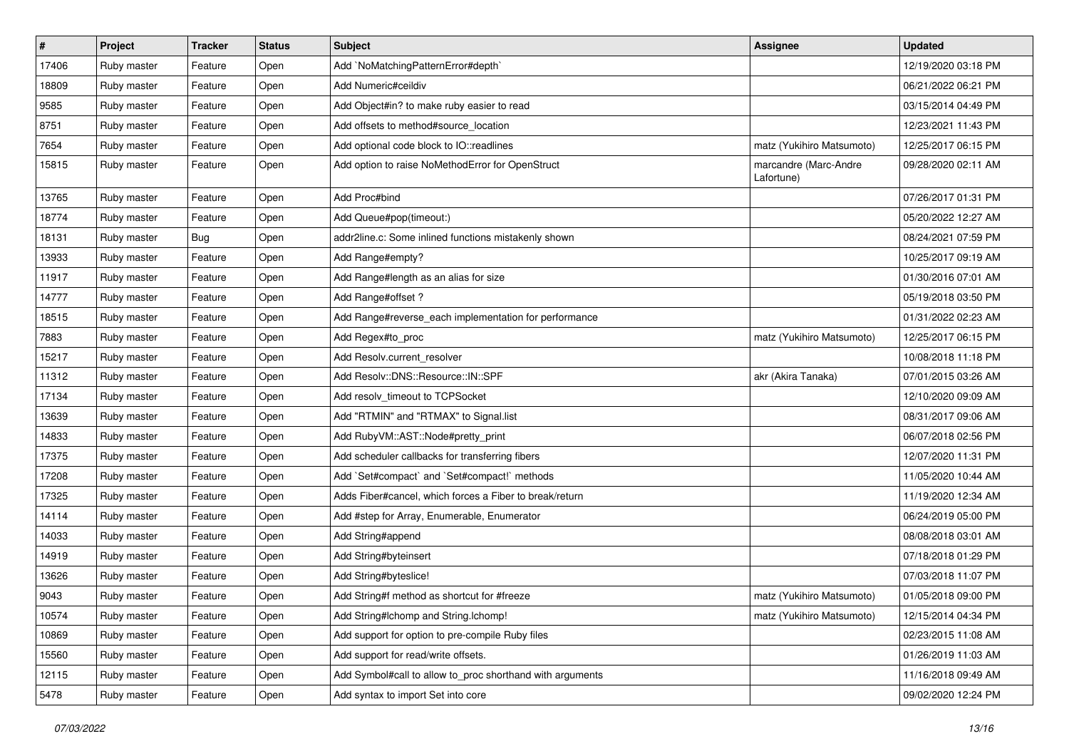| # | Project | Tracker | Status | Subject | Assignee | Updated |
|---|---|---|---|---|---|---|
| 17406 | Ruby master | Feature | Open | Add `NoMatchingPatternError#depth` | | 12/19/2020 03:18 PM |
| 18809 | Ruby master | Feature | Open | Add Numeric#ceildiv | | 06/21/2022 06:21 PM |
| 9585 | Ruby master | Feature | Open | Add Object#in? to make ruby easier to read | | 03/15/2014 04:49 PM |
| 8751 | Ruby master | Feature | Open | Add offsets to method#source_location | | 12/23/2021 11:43 PM |
| 7654 | Ruby master | Feature | Open | Add optional code block to IO::readlines | matz (Yukihiro Matsumoto) | 12/25/2017 06:15 PM |
| 15815 | Ruby master | Feature | Open | Add option to raise NoMethodError for OpenStruct | marcandre (Marc-Andre Lafortune) | 09/28/2020 02:11 AM |
| 13765 | Ruby master | Feature | Open | Add Proc#bind | | 07/26/2017 01:31 PM |
| 18774 | Ruby master | Feature | Open | Add Queue#pop(timeout:) | | 05/20/2022 12:27 AM |
| 18131 | Ruby master | Bug | Open | addr2line.c: Some inlined functions mistakenly shown | | 08/24/2021 07:59 PM |
| 13933 | Ruby master | Feature | Open | Add Range#empty? | | 10/25/2017 09:19 AM |
| 11917 | Ruby master | Feature | Open | Add Range#length as an alias for size | | 01/30/2016 07:01 AM |
| 14777 | Ruby master | Feature | Open | Add Range#offset ? | | 05/19/2018 03:50 PM |
| 18515 | Ruby master | Feature | Open | Add Range#reverse_each implementation for performance | | 01/31/2022 02:23 AM |
| 7883 | Ruby master | Feature | Open | Add Regex#to_proc | matz (Yukihiro Matsumoto) | 12/25/2017 06:15 PM |
| 15217 | Ruby master | Feature | Open | Add Resolv.current_resolver | | 10/08/2018 11:18 PM |
| 11312 | Ruby master | Feature | Open | Add Resolv::DNS::Resource::IN::SPF | akr (Akira Tanaka) | 07/01/2015 03:26 AM |
| 17134 | Ruby master | Feature | Open | Add resolv_timeout to TCPSocket | | 12/10/2020 09:09 AM |
| 13639 | Ruby master | Feature | Open | Add "RTMIN" and "RTMAX" to Signal.list | | 08/31/2017 09:06 AM |
| 14833 | Ruby master | Feature | Open | Add RubyVM::AST::Node#pretty_print | | 06/07/2018 02:56 PM |
| 17375 | Ruby master | Feature | Open | Add scheduler callbacks for transferring fibers | | 12/07/2020 11:31 PM |
| 17208 | Ruby master | Feature | Open | Add `Set#compact` and `Set#compact!` methods | | 11/05/2020 10:44 AM |
| 17325 | Ruby master | Feature | Open | Adds Fiber#cancel, which forces a Fiber to break/return | | 11/19/2020 12:34 AM |
| 14114 | Ruby master | Feature | Open | Add #step for Array, Enumerable, Enumerator | | 06/24/2019 05:00 PM |
| 14033 | Ruby master | Feature | Open | Add String#append | | 08/08/2018 03:01 AM |
| 14919 | Ruby master | Feature | Open | Add String#byteinsert | | 07/18/2018 01:29 PM |
| 13626 | Ruby master | Feature | Open | Add String#byteslice! | | 07/03/2018 11:07 PM |
| 9043 | Ruby master | Feature | Open | Add String#f method as shortcut for #freeze | matz (Yukihiro Matsumoto) | 01/05/2018 09:00 PM |
| 10574 | Ruby master | Feature | Open | Add String#lchomp and String.lchomp! | matz (Yukihiro Matsumoto) | 12/15/2014 04:34 PM |
| 10869 | Ruby master | Feature | Open | Add support for option to pre-compile Ruby files | | 02/23/2015 11:08 AM |
| 15560 | Ruby master | Feature | Open | Add support for read/write offsets. | | 01/26/2019 11:03 AM |
| 12115 | Ruby master | Feature | Open | Add Symbol#call to allow to_proc shorthand with arguments | | 11/16/2018 09:49 AM |
| 5478 | Ruby master | Feature | Open | Add syntax to import Set into core | | 09/02/2020 12:24 PM |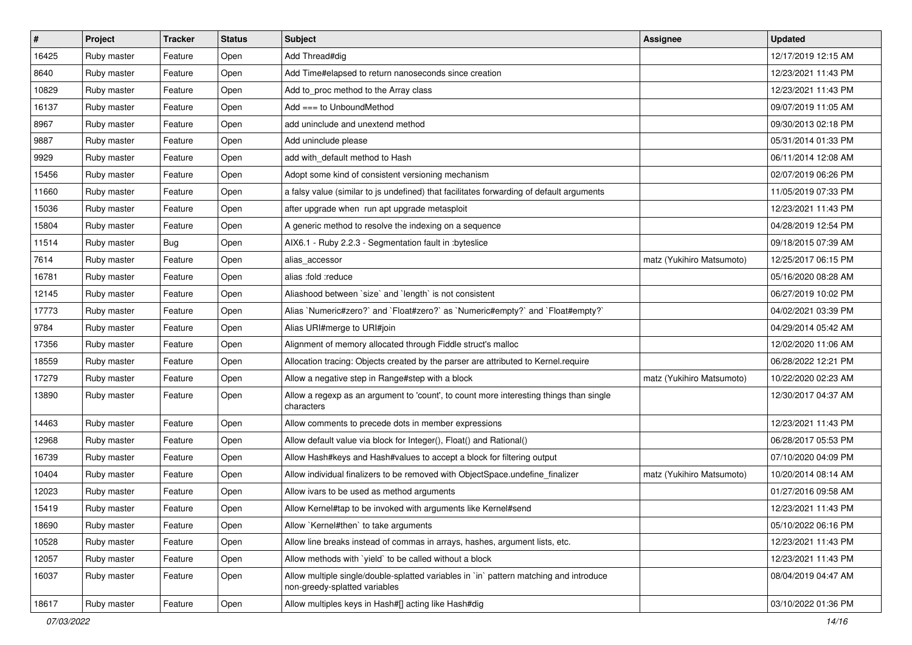| # | Project | Tracker | Status | Subject | Assignee | Updated |
|---|---|---|---|---|---|---|
| 16425 | Ruby master | Feature | Open | Add Thread#dig | | 12/17/2019 12:15 AM |
| 8640 | Ruby master | Feature | Open | Add Time#elapsed to return nanoseconds since creation | | 12/23/2021 11:43 PM |
| 10829 | Ruby master | Feature | Open | Add to_proc method to the Array class | | 12/23/2021 11:43 PM |
| 16137 | Ruby master | Feature | Open | Add === to UnboundMethod | | 09/07/2019 11:05 AM |
| 8967 | Ruby master | Feature | Open | add uninclude and unextend method | | 09/30/2013 02:18 PM |
| 9887 | Ruby master | Feature | Open | Add uninclude please | | 05/31/2014 01:33 PM |
| 9929 | Ruby master | Feature | Open | add with_default method to Hash | | 06/11/2014 12:08 AM |
| 15456 | Ruby master | Feature | Open | Adopt some kind of consistent versioning mechanism | | 02/07/2019 06:26 PM |
| 11660 | Ruby master | Feature | Open | a falsy value (similar to js undefined) that facilitates forwarding of default arguments | | 11/05/2019 07:33 PM |
| 15036 | Ruby master | Feature | Open | after upgrade when  run apt upgrade metasploit | | 12/23/2021 11:43 PM |
| 15804 | Ruby master | Feature | Open | A generic method to resolve the indexing on a sequence | | 04/28/2019 12:54 PM |
| 11514 | Ruby master | Bug | Open | AIX6.1 - Ruby 2.2.3 - Segmentation fault in :byteslice | | 09/18/2015 07:39 AM |
| 7614 | Ruby master | Feature | Open | alias_accessor | matz (Yukihiro Matsumoto) | 12/25/2017 06:15 PM |
| 16781 | Ruby master | Feature | Open | alias :fold :reduce | | 05/16/2020 08:28 AM |
| 12145 | Ruby master | Feature | Open | Aliashood between `size` and `length` is not consistent | | 06/27/2019 10:02 PM |
| 17773 | Ruby master | Feature | Open | Alias `Numeric#zero?` and `Float#zero?` as `Numeric#empty?` and `Float#empty?` | | 04/02/2021 03:39 PM |
| 9784 | Ruby master | Feature | Open | Alias URI#merge to URI#join | | 04/29/2014 05:42 AM |
| 17356 | Ruby master | Feature | Open | Alignment of memory allocated through Fiddle struct's malloc | | 12/02/2020 11:06 AM |
| 18559 | Ruby master | Feature | Open | Allocation tracing: Objects created by the parser are attributed to Kernel.require | | 06/28/2022 12:21 PM |
| 17279 | Ruby master | Feature | Open | Allow a negative step in Range#step with a block | matz (Yukihiro Matsumoto) | 10/22/2020 02:23 AM |
| 13890 | Ruby master | Feature | Open | Allow a regexp as an argument to 'count', to count more interesting things than single characters | | 12/30/2017 04:37 AM |
| 14463 | Ruby master | Feature | Open | Allow comments to precede dots in member expressions | | 12/23/2021 11:43 PM |
| 12968 | Ruby master | Feature | Open | Allow default value via block for Integer(), Float() and Rational() | | 06/28/2017 05:53 PM |
| 16739 | Ruby master | Feature | Open | Allow Hash#keys and Hash#values to accept a block for filtering output | | 07/10/2020 04:09 PM |
| 10404 | Ruby master | Feature | Open | Allow individual finalizers to be removed with ObjectSpace.undefine_finalizer | matz (Yukihiro Matsumoto) | 10/20/2014 08:14 AM |
| 12023 | Ruby master | Feature | Open | Allow ivars to be used as method arguments | | 01/27/2016 09:58 AM |
| 15419 | Ruby master | Feature | Open | Allow Kernel#tap to be invoked with arguments like Kernel#send | | 12/23/2021 11:43 PM |
| 18690 | Ruby master | Feature | Open | Allow `Kernel#then` to take arguments | | 05/10/2022 06:16 PM |
| 10528 | Ruby master | Feature | Open | Allow line breaks instead of commas in arrays, hashes, argument lists, etc. | | 12/23/2021 11:43 PM |
| 12057 | Ruby master | Feature | Open | Allow methods with `yield` to be called without a block | | 12/23/2021 11:43 PM |
| 16037 | Ruby master | Feature | Open | Allow multiple single/double-splatted variables in `in` pattern matching and introduce non-greedy-splatted variables | | 08/04/2019 04:47 AM |
| 18617 | Ruby master | Feature | Open | Allow multiples keys in Hash#[] acting like Hash#dig | | 03/10/2022 01:36 PM |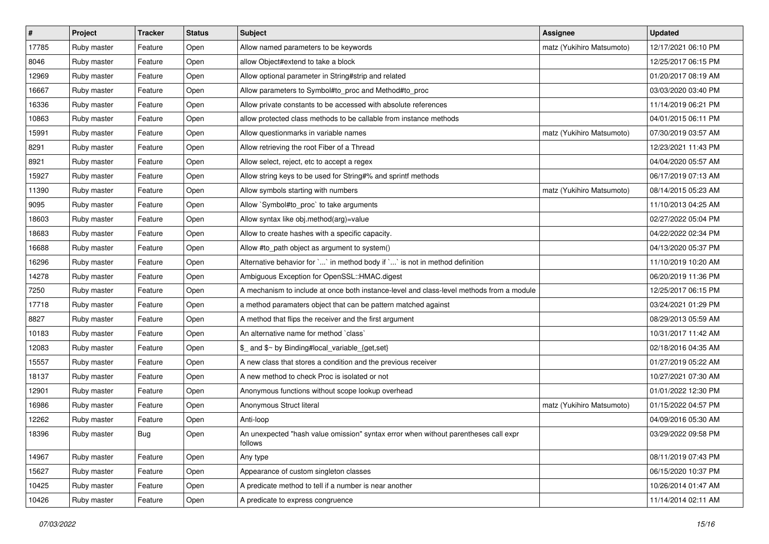| # | Project | Tracker | Status | Subject | Assignee | Updated |
|---|---|---|---|---|---|---|
| 17785 | Ruby master | Feature | Open | Allow named parameters to be keywords | matz (Yukihiro Matsumoto) | 12/17/2021 06:10 PM |
| 8046 | Ruby master | Feature | Open | allow Object#extend to take a block | | 12/25/2017 06:15 PM |
| 12969 | Ruby master | Feature | Open | Allow optional parameter in String#strip and related | | 01/20/2017 08:19 AM |
| 16667 | Ruby master | Feature | Open | Allow parameters to Symbol#to_proc and Method#to_proc | | 03/03/2020 03:40 PM |
| 16336 | Ruby master | Feature | Open | Allow private constants to be accessed with absolute references | | 11/14/2019 06:21 PM |
| 10863 | Ruby master | Feature | Open | allow protected class methods to be callable from instance methods | | 04/01/2015 06:11 PM |
| 15991 | Ruby master | Feature | Open | Allow questionmarks in variable names | matz (Yukihiro Matsumoto) | 07/30/2019 03:57 AM |
| 8291 | Ruby master | Feature | Open | Allow retrieving the root Fiber of a Thread | | 12/23/2021 11:43 PM |
| 8921 | Ruby master | Feature | Open | Allow select, reject, etc to accept a regex | | 04/04/2020 05:57 AM |
| 15927 | Ruby master | Feature | Open | Allow string keys to be used for String#% and sprintf methods | | 06/17/2019 07:13 AM |
| 11390 | Ruby master | Feature | Open | Allow symbols starting with numbers | matz (Yukihiro Matsumoto) | 08/14/2015 05:23 AM |
| 9095 | Ruby master | Feature | Open | Allow `Symbol#to_proc` to take arguments | | 11/10/2013 04:25 AM |
| 18603 | Ruby master | Feature | Open | Allow syntax like obj.method(arg)=value | | 02/27/2022 05:04 PM |
| 18683 | Ruby master | Feature | Open | Allow to create hashes with a specific capacity. | | 04/22/2022 02:34 PM |
| 16688 | Ruby master | Feature | Open | Allow #to_path object as argument to system() | | 04/13/2020 05:37 PM |
| 16296 | Ruby master | Feature | Open | Alternative behavior for `...` in method body if `...` is not in method definition | | 11/10/2019 10:20 AM |
| 14278 | Ruby master | Feature | Open | Ambiguous Exception for OpenSSL::HMAC.digest | | 06/20/2019 11:36 PM |
| 7250 | Ruby master | Feature | Open | A mechanism to include at once both instance-level and class-level methods from a module | | 12/25/2017 06:15 PM |
| 17718 | Ruby master | Feature | Open | a method paramaters object that can be pattern matched against | | 03/24/2021 01:29 PM |
| 8827 | Ruby master | Feature | Open | A method that flips the receiver and the first argument | | 08/29/2013 05:59 AM |
| 10183 | Ruby master | Feature | Open | An alternative name for method `class` | | 10/31/2017 11:42 AM |
| 12083 | Ruby master | Feature | Open | $_ and $~ by Binding#local_variable_{get,set} | | 02/18/2016 04:35 AM |
| 15557 | Ruby master | Feature | Open | A new class that stores a condition and the previous receiver | | 01/27/2019 05:22 AM |
| 18137 | Ruby master | Feature | Open | A new method to check Proc is isolated or not | | 10/27/2021 07:30 AM |
| 12901 | Ruby master | Feature | Open | Anonymous functions without scope lookup overhead | | 01/01/2022 12:30 PM |
| 16986 | Ruby master | Feature | Open | Anonymous Struct literal | matz (Yukihiro Matsumoto) | 01/15/2022 04:57 PM |
| 12262 | Ruby master | Feature | Open | Anti-loop | | 04/09/2016 05:30 AM |
| 18396 | Ruby master | Bug | Open | An unexpected "hash value omission" syntax error when without parentheses call expr follows | | 03/29/2022 09:58 PM |
| 14967 | Ruby master | Feature | Open | Any type | | 08/11/2019 07:43 PM |
| 15627 | Ruby master | Feature | Open | Appearance of custom singleton classes | | 06/15/2020 10:37 PM |
| 10425 | Ruby master | Feature | Open | A predicate method to tell if a number is near another | | 10/26/2014 01:47 AM |
| 10426 | Ruby master | Feature | Open | A predicate to express congruence | | 11/14/2014 02:11 AM |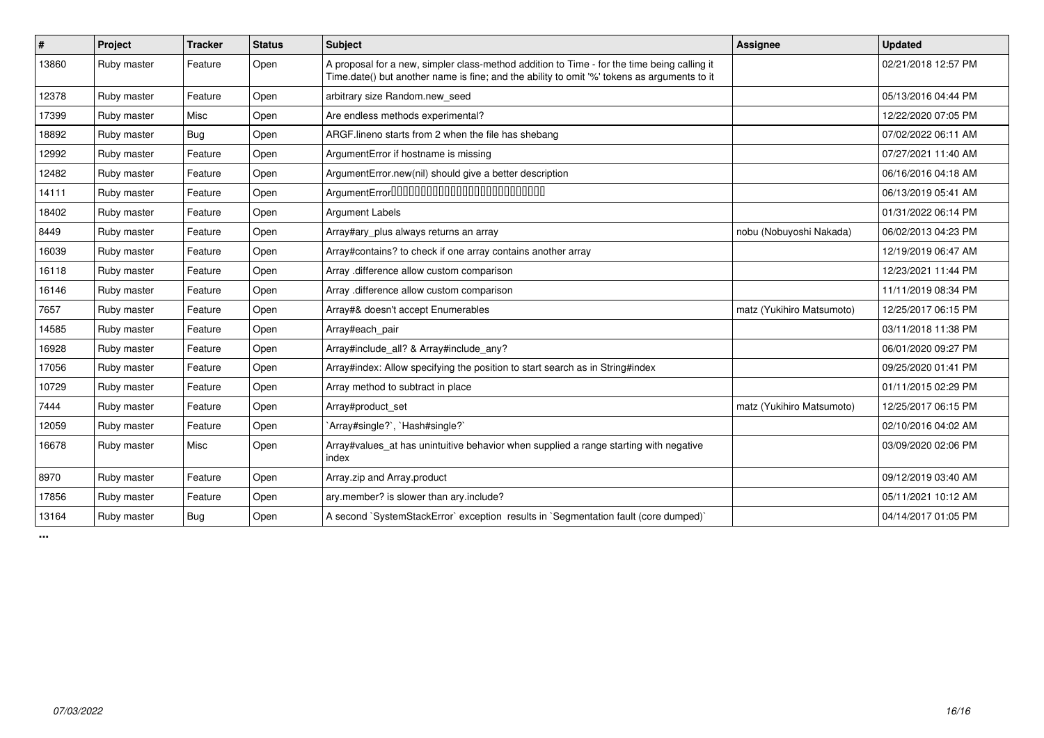| # | Project | Tracker | Status | Subject | Assignee | Updated |
| --- | --- | --- | --- | --- | --- | --- |
| 13860 | Ruby master | Feature | Open | A proposal for a new, simpler class-method addition to Time - for the time being calling it Time.date() but another name is fine; and the ability to omit '%' tokens as arguments to it | | 02/21/2018 12:57 PM |
| 12378 | Ruby master | Feature | Open | arbitrary size Random.new_seed | | 05/13/2016 04:44 PM |
| 17399 | Ruby master | Misc | Open | Are endless methods experimental? | | 12/22/2020 07:05 PM |
| 18892 | Ruby master | Bug | Open | ARGF.lineno starts from 2 when the file has shebang | | 07/02/2022 06:11 AM |
| 12992 | Ruby master | Feature | Open | ArgumentError if hostname is missing | | 07/27/2021 11:40 AM |
| 12482 | Ruby master | Feature | Open | ArgumentError.new(nil) should give a better description | | 06/16/2016 04:18 AM |
| 14111 | Ruby master | Feature | Open | ArgumentError | | 06/13/2019 05:41 AM |
| 18402 | Ruby master | Feature | Open | Argument Labels | | 01/31/2022 06:14 PM |
| 8449 | Ruby master | Feature | Open | Array#ary_plus always returns an array | nobu (Nobuyoshi Nakada) | 06/02/2013 04:23 PM |
| 16039 | Ruby master | Feature | Open | Array#contains? to check if one array contains another array | | 12/19/2019 06:47 AM |
| 16118 | Ruby master | Feature | Open | Array .difference allow custom comparison | | 12/23/2021 11:44 PM |
| 16146 | Ruby master | Feature | Open | Array .difference allow custom comparison | | 11/11/2019 08:34 PM |
| 7657 | Ruby master | Feature | Open | Array#& doesn't accept Enumerables | matz (Yukihiro Matsumoto) | 12/25/2017 06:15 PM |
| 14585 | Ruby master | Feature | Open | Array#each_pair | | 03/11/2018 11:38 PM |
| 16928 | Ruby master | Feature | Open | Array#include_all? & Array#include_any? | | 06/01/2020 09:27 PM |
| 17056 | Ruby master | Feature | Open | Array#index: Allow specifying the position to start search as in String#index | | 09/25/2020 01:41 PM |
| 10729 | Ruby master | Feature | Open | Array method to subtract in place | | 01/11/2015 02:29 PM |
| 7444 | Ruby master | Feature | Open | Array#product_set | matz (Yukihiro Matsumoto) | 12/25/2017 06:15 PM |
| 12059 | Ruby master | Feature | Open | `Array#single?`, `Hash#single?` | | 02/10/2016 04:02 AM |
| 16678 | Ruby master | Misc | Open | Array#values_at has unintuitive behavior when supplied a range starting with negative index | | 03/09/2020 02:06 PM |
| 8970 | Ruby master | Feature | Open | Array.zip and Array.product | | 09/12/2019 03:40 AM |
| 17856 | Ruby master | Feature | Open | ary.member? is slower than ary.include? | | 05/11/2021 10:12 AM |
| 13164 | Ruby master | Bug | Open | A second `SystemStackError` exception results in `Segmentation fault (core dumped)` | | 04/14/2017 01:05 PM |

...